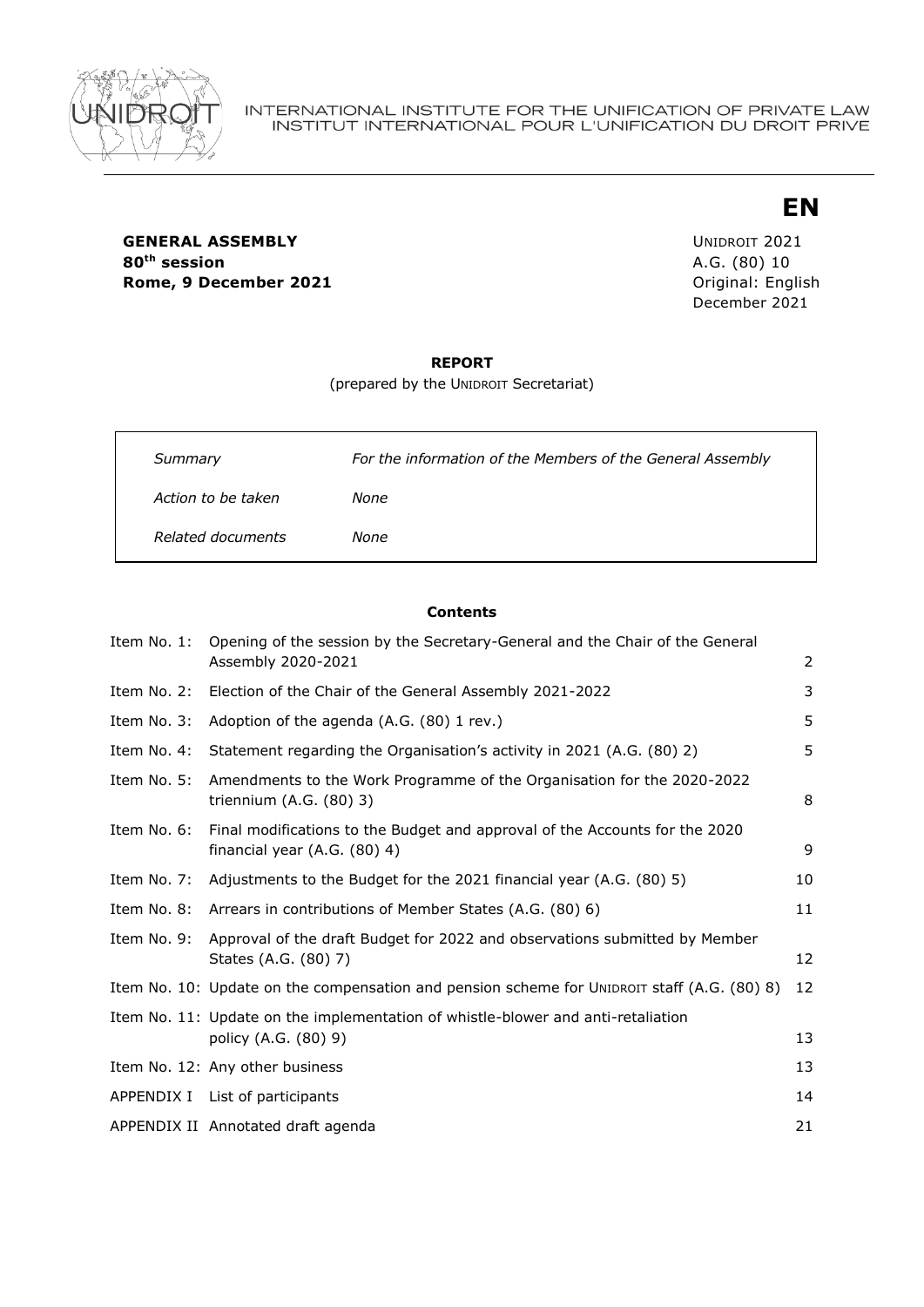INTERNATIONAL INSTITUTE FOR THE UNIFICATION OF PRIVATE LAW
INSTITUT INTERNATIONAL POUR L'UNIFICATION DU DROIT PRIVE

**EN**

**GENERAL ASSEMBLY**
**80th session**
**Rome, 9 December 2021**

UNIDROIT 2021
A.G. (80) 10
Original: English
December 2021

**REPORT**

(prepared by the UNIDROIT Secretariat)

| | |
|---|---|
| *Summary* | *For the information of the Members of the General Assembly* |
| *Action to be taken* | *None* |
| *Related documents* | *None* |

**Contents**

| | | |
|---|---|---|
| Item No. 1: | Opening of the session by the Secretary-General and the Chair of the General Assembly 2020-2021 | 2 |
| Item No. 2: | Election of the Chair of the General Assembly 2021-2022 | 3 |
| Item No. 3: | Adoption of the agenda (A.G. (80) 1 rev.) | 5 |
| Item No. 4: | Statement regarding the Organisation's activity in 2021 (A.G. (80) 2) | 5 |
| Item No. 5: | Amendments to the Work Programme of the Organisation for the 2020-2022 triennium (A.G. (80) 3) | 8 |
| Item No. 6: | Final modifications to the Budget and approval of the Accounts for the 2020 financial year (A.G. (80) 4) | 9 |
| Item No. 7: | Adjustments to the Budget for the 2021 financial year (A.G. (80) 5) | 10 |
| Item No. 8: | Arrears in contributions of Member States (A.G. (80) 6) | 11 |
| Item No. 9: | Approval of the draft Budget for 2022 and observations submitted by Member States (A.G. (80) 7) | 12 |
| Item No. 10: | Update on the compensation and pension scheme for UNIDROIT staff (A.G. (80) 8) | 12 |
| Item No. 11: | Update on the implementation of whistle-blower and anti-retaliation policy (A.G. (80) 9) | 13 |
| Item No. 12: | Any other business | 13 |
| APPENDIX I | List of participants | 14 |
| APPENDIX II | Annotated draft agenda | 21 |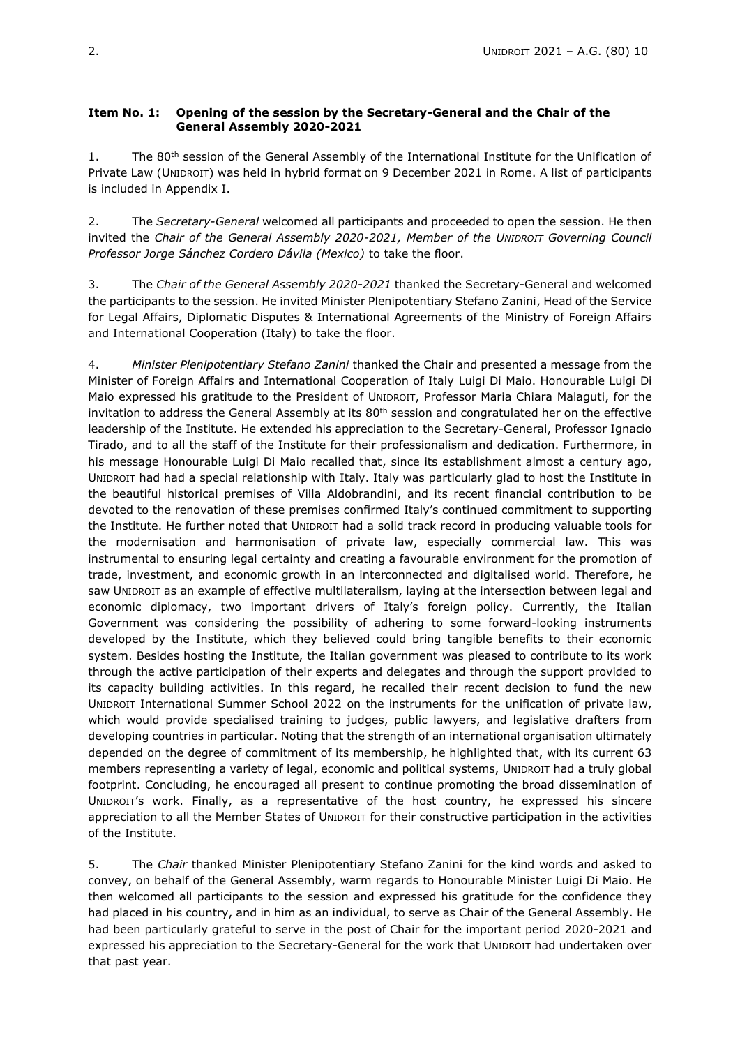**Item No. 1: Opening of the session by the Secretary-General and the Chair of the General Assembly 2020-2021**

1. The 80th session of the General Assembly of the International Institute for the Unification of Private Law (UNIDROIT) was held in hybrid format on 9 December 2021 in Rome. A list of participants is included in Appendix I.

2. The *Secretary-General* welcomed all participants and proceeded to open the session. He then invited the *Chair of the General Assembly 2020-2021, Member of the UNIDROIT Governing Council Professor Jorge Sánchez Cordero Dávila (Mexico)* to take the floor.

3. The *Chair of the General Assembly 2020-2021* thanked the Secretary-General and welcomed the participants to the session. He invited Minister Plenipotentiary Stefano Zanini, Head of the Service for Legal Affairs, Diplomatic Disputes & International Agreements of the Ministry of Foreign Affairs and International Cooperation (Italy) to take the floor.

4. *Minister Plenipotentiary Stefano Zanini* thanked the Chair and presented a message from the Minister of Foreign Affairs and International Cooperation of Italy Luigi Di Maio. Honourable Luigi Di Maio expressed his gratitude to the President of UNIDROIT, Professor Maria Chiara Malaguti, for the invitation to address the General Assembly at its 80th session and congratulated her on the effective leadership of the Institute. He extended his appreciation to the Secretary-General, Professor Ignacio Tirado, and to all the staff of the Institute for their professionalism and dedication. Furthermore, in his message Honourable Luigi Di Maio recalled that, since its establishment almost a century ago, UNIDROIT had had a special relationship with Italy. Italy was particularly glad to host the Institute in the beautiful historical premises of Villa Aldobrandini, and its recent financial contribution to be devoted to the renovation of these premises confirmed Italy's continued commitment to supporting the Institute. He further noted that UNIDROIT had a solid track record in producing valuable tools for the modernisation and harmonisation of private law, especially commercial law. This was instrumental to ensuring legal certainty and creating a favourable environment for the promotion of trade, investment, and economic growth in an interconnected and digitalised world. Therefore, he saw UNIDROIT as an example of effective multilateralism, laying at the intersection between legal and economic diplomacy, two important drivers of Italy's foreign policy. Currently, the Italian Government was considering the possibility of adhering to some forward-looking instruments developed by the Institute, which they believed could bring tangible benefits to their economic system. Besides hosting the Institute, the Italian government was pleased to contribute to its work through the active participation of their experts and delegates and through the support provided to its capacity building activities. In this regard, he recalled their recent decision to fund the new UNIDROIT International Summer School 2022 on the instruments for the unification of private law, which would provide specialised training to judges, public lawyers, and legislative drafters from developing countries in particular. Noting that the strength of an international organisation ultimately depended on the degree of commitment of its membership, he highlighted that, with its current 63 members representing a variety of legal, economic and political systems, UNIDROIT had a truly global footprint. Concluding, he encouraged all present to continue promoting the broad dissemination of UNIDROIT's work. Finally, as a representative of the host country, he expressed his sincere appreciation to all the Member States of UNIDROIT for their constructive participation in the activities of the Institute.

5. The *Chair* thanked Minister Plenipotentiary Stefano Zanini for the kind words and asked to convey, on behalf of the General Assembly, warm regards to Honourable Minister Luigi Di Maio. He then welcomed all participants to the session and expressed his gratitude for the confidence they had placed in his country, and in him as an individual, to serve as Chair of the General Assembly. He had been particularly grateful to serve in the post of Chair for the important period 2020-2021 and expressed his appreciation to the Secretary-General for the work that UNIDROIT had undertaken over that past year.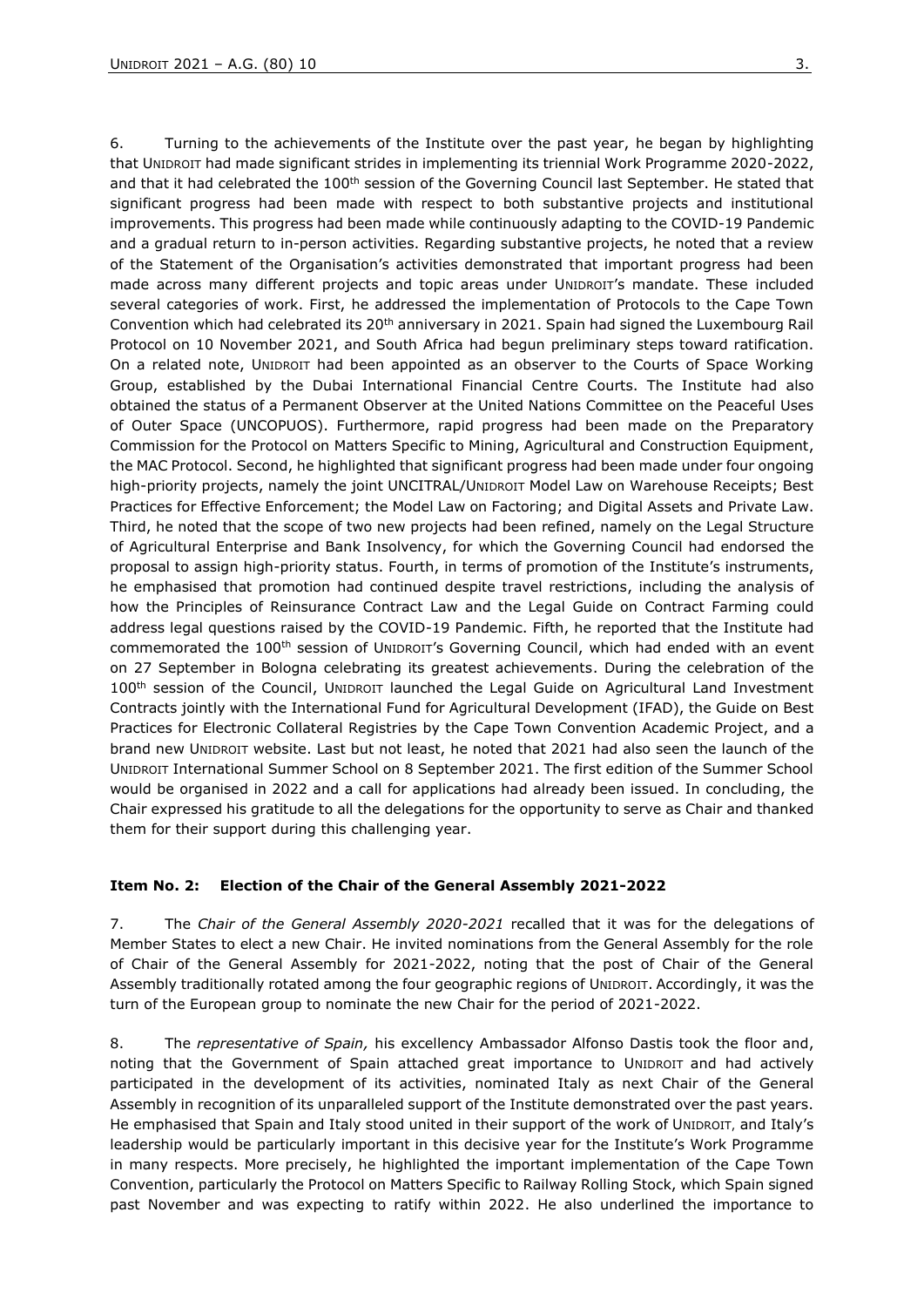6. Turning to the achievements of the Institute over the past year, he began by highlighting that UNIDROIT had made significant strides in implementing its triennial Work Programme 2020-2022, and that it had celebrated the 100th session of the Governing Council last September. He stated that significant progress had been made with respect to both substantive projects and institutional improvements. This progress had been made while continuously adapting to the COVID-19 Pandemic and a gradual return to in-person activities. Regarding substantive projects, he noted that a review of the Statement of the Organisation's activities demonstrated that important progress had been made across many different projects and topic areas under UNIDROIT's mandate. These included several categories of work. First, he addressed the implementation of Protocols to the Cape Town Convention which had celebrated its 20th anniversary in 2021. Spain had signed the Luxembourg Rail Protocol on 10 November 2021, and South Africa had begun preliminary steps toward ratification. On a related note, UNIDROIT had been appointed as an observer to the Courts of Space Working Group, established by the Dubai International Financial Centre Courts. The Institute had also obtained the status of a Permanent Observer at the United Nations Committee on the Peaceful Uses of Outer Space (UNCOPUOS). Furthermore, rapid progress had been made on the Preparatory Commission for the Protocol on Matters Specific to Mining, Agricultural and Construction Equipment, the MAC Protocol. Second, he highlighted that significant progress had been made under four ongoing high-priority projects, namely the joint UNCITRAL/UNIDROIT Model Law on Warehouse Receipts; Best Practices for Effective Enforcement; the Model Law on Factoring; and Digital Assets and Private Law. Third, he noted that the scope of two new projects had been refined, namely on the Legal Structure of Agricultural Enterprise and Bank Insolvency, for which the Governing Council had endorsed the proposal to assign high-priority status. Fourth, in terms of promotion of the Institute's instruments, he emphasised that promotion had continued despite travel restrictions, including the analysis of how the Principles of Reinsurance Contract Law and the Legal Guide on Contract Farming could address legal questions raised by the COVID-19 Pandemic. Fifth, he reported that the Institute had commemorated the 100th session of UNIDROIT's Governing Council, which had ended with an event on 27 September in Bologna celebrating its greatest achievements. During the celebration of the 100th session of the Council, UNIDROIT launched the Legal Guide on Agricultural Land Investment Contracts jointly with the International Fund for Agricultural Development (IFAD), the Guide on Best Practices for Electronic Collateral Registries by the Cape Town Convention Academic Project, and a brand new UNIDROIT website. Last but not least, he noted that 2021 had also seen the launch of the UNIDROIT International Summer School on 8 September 2021. The first edition of the Summer School would be organised in 2022 and a call for applications had already been issued. In concluding, the Chair expressed his gratitude to all the delegations for the opportunity to serve as Chair and thanked them for their support during this challenging year.

#### Item No. 2: Election of the Chair of the General Assembly 2021-2022

7. The *Chair of the General Assembly 2020-2021* recalled that it was for the delegations of Member States to elect a new Chair. He invited nominations from the General Assembly for the role of Chair of the General Assembly for 2021-2022, noting that the post of Chair of the General Assembly traditionally rotated among the four geographic regions of UNIDROIT. Accordingly, it was the turn of the European group to nominate the new Chair for the period of 2021-2022.

8. The *representative of Spain,* his excellency Ambassador Alfonso Dastis took the floor and, noting that the Government of Spain attached great importance to UNIDROIT and had actively participated in the development of its activities, nominated Italy as next Chair of the General Assembly in recognition of its unparalleled support of the Institute demonstrated over the past years. He emphasised that Spain and Italy stood united in their support of the work of UNIDROIT, and Italy's leadership would be particularly important in this decisive year for the Institute's Work Programme in many respects. More precisely, he highlighted the important implementation of the Cape Town Convention, particularly the Protocol on Matters Specific to Railway Rolling Stock, which Spain signed past November and was expecting to ratify within 2022. He also underlined the importance to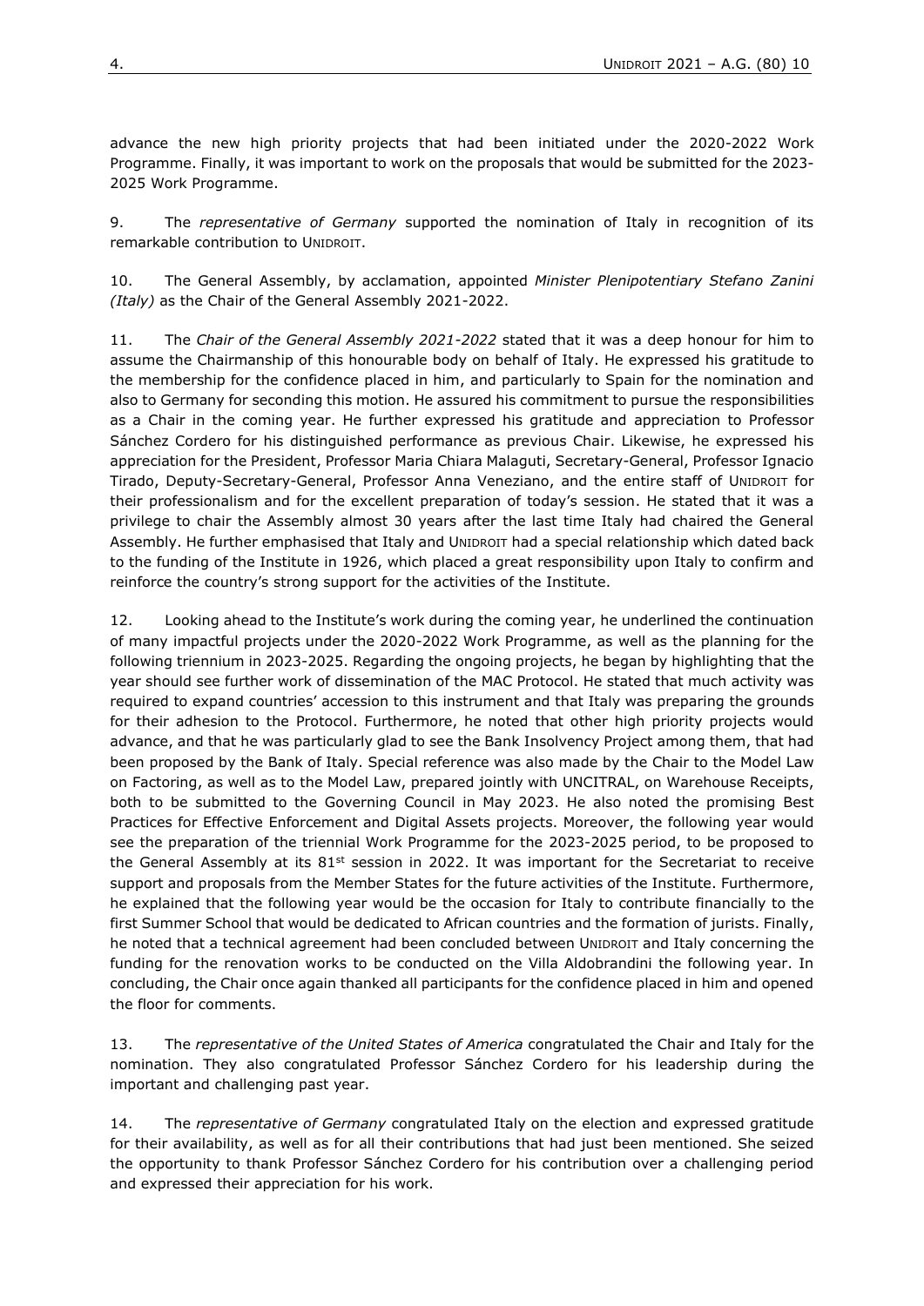advance the new high priority projects that had been initiated under the 2020-2022 Work Programme. Finally, it was important to work on the proposals that would be submitted for the 2023-2025 Work Programme.

9. The *representative of Germany* supported the nomination of Italy in recognition of its remarkable contribution to UNIDROIT.

10. The General Assembly, by acclamation, appointed *Minister Plenipotentiary Stefano Zanini (Italy)* as the Chair of the General Assembly 2021-2022.

11. The *Chair of the General Assembly 2021-2022* stated that it was a deep honour for him to assume the Chairmanship of this honourable body on behalf of Italy. He expressed his gratitude to the membership for the confidence placed in him, and particularly to Spain for the nomination and also to Germany for seconding this motion. He assured his commitment to pursue the responsibilities as a Chair in the coming year. He further expressed his gratitude and appreciation to Professor Sánchez Cordero for his distinguished performance as previous Chair. Likewise, he expressed his appreciation for the President, Professor Maria Chiara Malaguti, Secretary-General, Professor Ignacio Tirado, Deputy-Secretary-General, Professor Anna Veneziano, and the entire staff of UNIDROIT for their professionalism and for the excellent preparation of today's session. He stated that it was a privilege to chair the Assembly almost 30 years after the last time Italy had chaired the General Assembly. He further emphasised that Italy and UNIDROIT had a special relationship which dated back to the funding of the Institute in 1926, which placed a great responsibility upon Italy to confirm and reinforce the country's strong support for the activities of the Institute.

12. Looking ahead to the Institute's work during the coming year, he underlined the continuation of many impactful projects under the 2020-2022 Work Programme, as well as the planning for the following triennium in 2023-2025. Regarding the ongoing projects, he began by highlighting that the year should see further work of dissemination of the MAC Protocol. He stated that much activity was required to expand countries' accession to this instrument and that Italy was preparing the grounds for their adhesion to the Protocol. Furthermore, he noted that other high priority projects would advance, and that he was particularly glad to see the Bank Insolvency Project among them, that had been proposed by the Bank of Italy. Special reference was also made by the Chair to the Model Law on Factoring, as well as to the Model Law, prepared jointly with UNCITRAL, on Warehouse Receipts, both to be submitted to the Governing Council in May 2023. He also noted the promising Best Practices for Effective Enforcement and Digital Assets projects. Moreover, the following year would see the preparation of the triennial Work Programme for the 2023-2025 period, to be proposed to the General Assembly at its 81st session in 2022. It was important for the Secretariat to receive support and proposals from the Member States for the future activities of the Institute. Furthermore, he explained that the following year would be the occasion for Italy to contribute financially to the first Summer School that would be dedicated to African countries and the formation of jurists. Finally, he noted that a technical agreement had been concluded between UNIDROIT and Italy concerning the funding for the renovation works to be conducted on the Villa Aldobrandini the following year. In concluding, the Chair once again thanked all participants for the confidence placed in him and opened the floor for comments.

13. The *representative of the United States of America* congratulated the Chair and Italy for the nomination. They also congratulated Professor Sánchez Cordero for his leadership during the important and challenging past year.

14. The *representative of Germany* congratulated Italy on the election and expressed gratitude for their availability, as well as for all their contributions that had just been mentioned. She seized the opportunity to thank Professor Sánchez Cordero for his contribution over a challenging period and expressed their appreciation for his work.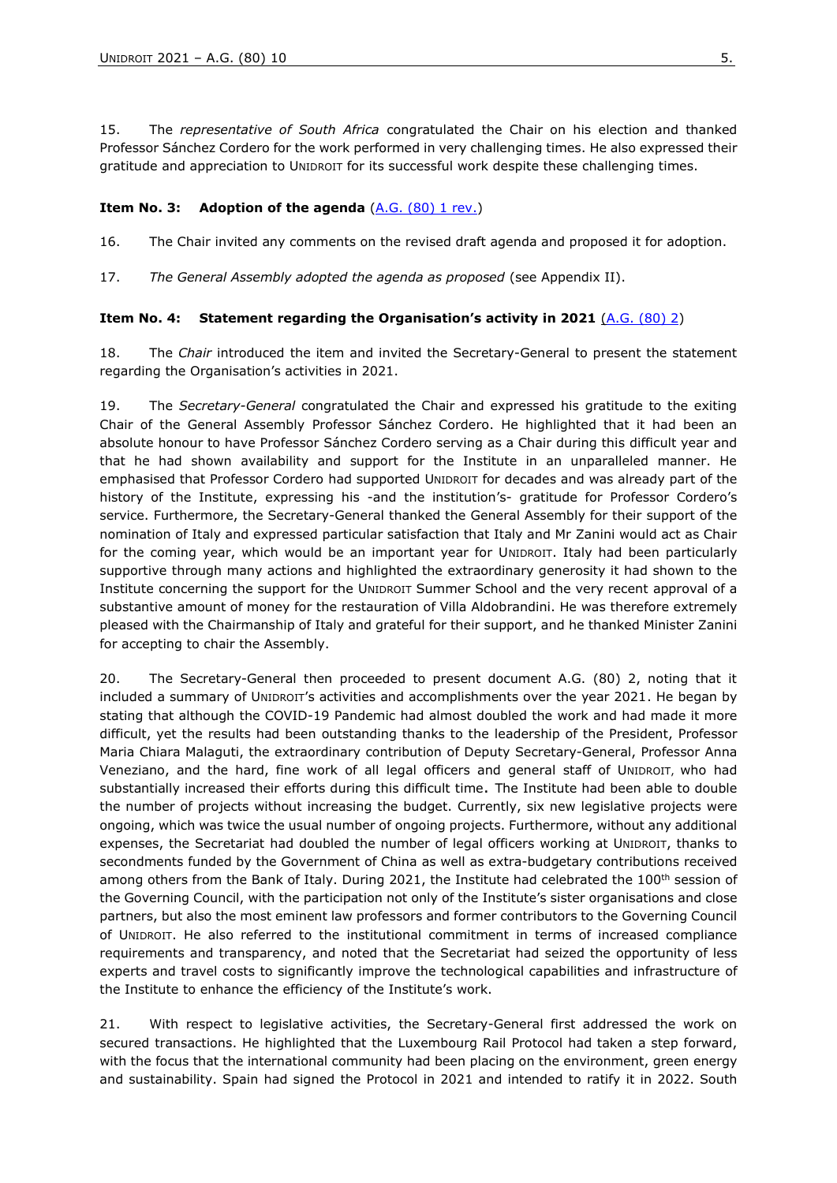15. The *representative of South Africa* congratulated the Chair on his election and thanked Professor Sánchez Cordero for the work performed in very challenging times. He also expressed their gratitude and appreciation to UNIDROIT for its successful work despite these challenging times.

**Item No. 3: Adoption of the agenda** (A.G. (80) 1 rev.)

16. The Chair invited any comments on the revised draft agenda and proposed it for adoption.

17. *The General Assembly adopted the agenda as proposed* (see Appendix II).

**Item No. 4: Statement regarding the Organisation's activity in 2021** (A.G. (80) 2)

18. The *Chair* introduced the item and invited the Secretary-General to present the statement regarding the Organisation's activities in 2021.

19. The *Secretary-General* congratulated the Chair and expressed his gratitude to the exiting Chair of the General Assembly Professor Sánchez Cordero. He highlighted that it had been an absolute honour to have Professor Sánchez Cordero serving as a Chair during this difficult year and that he had shown availability and support for the Institute in an unparalleled manner. He emphasised that Professor Cordero had supported UNIDROIT for decades and was already part of the history of the Institute, expressing his -and the institution's- gratitude for Professor Cordero's service. Furthermore, the Secretary-General thanked the General Assembly for their support of the nomination of Italy and expressed particular satisfaction that Italy and Mr Zanini would act as Chair for the coming year, which would be an important year for UNIDROIT. Italy had been particularly supportive through many actions and highlighted the extraordinary generosity it had shown to the Institute concerning the support for the UNIDROIT Summer School and the very recent approval of a substantive amount of money for the restauration of Villa Aldobrandini. He was therefore extremely pleased with the Chairmanship of Italy and grateful for their support, and he thanked Minister Zanini for accepting to chair the Assembly.

20. The Secretary-General then proceeded to present document A.G. (80) 2, noting that it included a summary of UNIDROIT's activities and accomplishments over the year 2021. He began by stating that although the COVID-19 Pandemic had almost doubled the work and had made it more difficult, yet the results had been outstanding thanks to the leadership of the President, Professor Maria Chiara Malaguti, the extraordinary contribution of Deputy Secretary-General, Professor Anna Veneziano, and the hard, fine work of all legal officers and general staff of UNIDROIT, who had substantially increased their efforts during this difficult time. The Institute had been able to double the number of projects without increasing the budget. Currently, six new legislative projects were ongoing, which was twice the usual number of ongoing projects. Furthermore, without any additional expenses, the Secretariat had doubled the number of legal officers working at UNIDROIT, thanks to secondments funded by the Government of China as well as extra-budgetary contributions received among others from the Bank of Italy. During 2021, the Institute had celebrated the 100th session of the Governing Council, with the participation not only of the Institute's sister organisations and close partners, but also the most eminent law professors and former contributors to the Governing Council of UNIDROIT. He also referred to the institutional commitment in terms of increased compliance requirements and transparency, and noted that the Secretariat had seized the opportunity of less experts and travel costs to significantly improve the technological capabilities and infrastructure of the Institute to enhance the efficiency of the Institute's work.

21. With respect to legislative activities, the Secretary-General first addressed the work on secured transactions. He highlighted that the Luxembourg Rail Protocol had taken a step forward, with the focus that the international community had been placing on the environment, green energy and sustainability. Spain had signed the Protocol in 2021 and intended to ratify it in 2022. South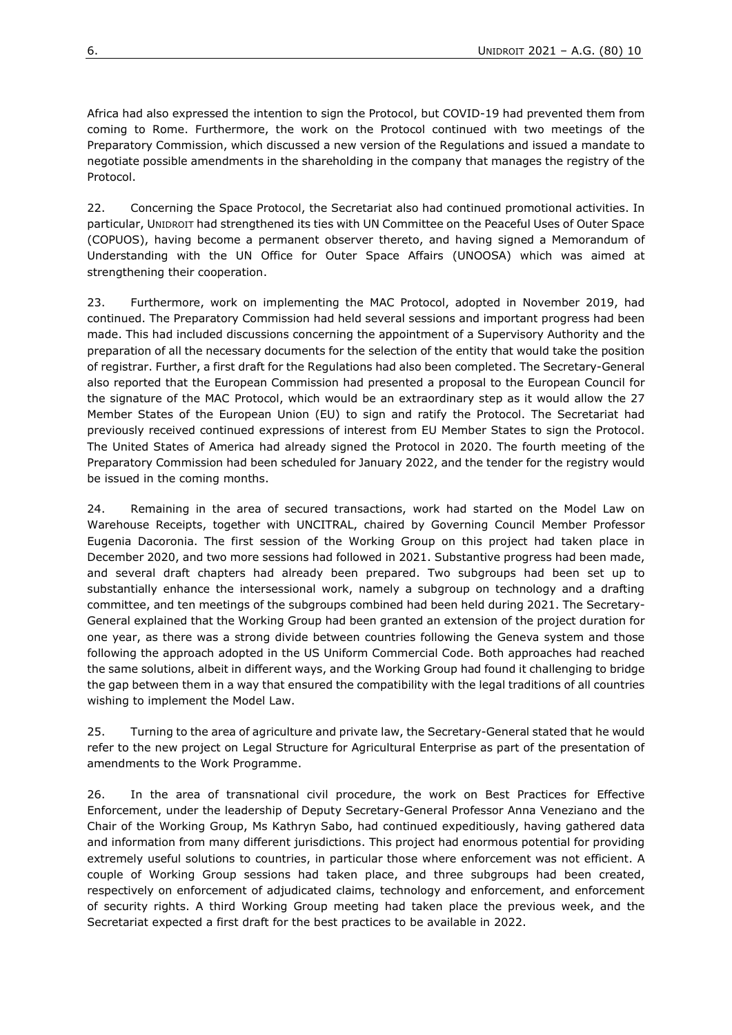Africa had also expressed the intention to sign the Protocol, but COVID-19 had prevented them from coming to Rome. Furthermore, the work on the Protocol continued with two meetings of the Preparatory Commission, which discussed a new version of the Regulations and issued a mandate to negotiate possible amendments in the shareholding in the company that manages the registry of the Protocol.

22. Concerning the Space Protocol, the Secretariat also had continued promotional activities. In particular, UNIDROIT had strengthened its ties with UN Committee on the Peaceful Uses of Outer Space (COPUOS), having become a permanent observer thereto, and having signed a Memorandum of Understanding with the UN Office for Outer Space Affairs (UNOOSA) which was aimed at strengthening their cooperation.

23. Furthermore, work on implementing the MAC Protocol, adopted in November 2019, had continued. The Preparatory Commission had held several sessions and important progress had been made. This had included discussions concerning the appointment of a Supervisory Authority and the preparation of all the necessary documents for the selection of the entity that would take the position of registrar. Further, a first draft for the Regulations had also been completed. The Secretary-General also reported that the European Commission had presented a proposal to the European Council for the signature of the MAC Protocol, which would be an extraordinary step as it would allow the 27 Member States of the European Union (EU) to sign and ratify the Protocol. The Secretariat had previously received continued expressions of interest from EU Member States to sign the Protocol. The United States of America had already signed the Protocol in 2020. The fourth meeting of the Preparatory Commission had been scheduled for January 2022, and the tender for the registry would be issued in the coming months.

24. Remaining in the area of secured transactions, work had started on the Model Law on Warehouse Receipts, together with UNCITRAL, chaired by Governing Council Member Professor Eugenia Dacoronia. The first session of the Working Group on this project had taken place in December 2020, and two more sessions had followed in 2021. Substantive progress had been made, and several draft chapters had already been prepared. Two subgroups had been set up to substantially enhance the intersessional work, namely a subgroup on technology and a drafting committee, and ten meetings of the subgroups combined had been held during 2021. The Secretary-General explained that the Working Group had been granted an extension of the project duration for one year, as there was a strong divide between countries following the Geneva system and those following the approach adopted in the US Uniform Commercial Code. Both approaches had reached the same solutions, albeit in different ways, and the Working Group had found it challenging to bridge the gap between them in a way that ensured the compatibility with the legal traditions of all countries wishing to implement the Model Law.

25. Turning to the area of agriculture and private law, the Secretary-General stated that he would refer to the new project on Legal Structure for Agricultural Enterprise as part of the presentation of amendments to the Work Programme.

26. In the area of transnational civil procedure, the work on Best Practices for Effective Enforcement, under the leadership of Deputy Secretary-General Professor Anna Veneziano and the Chair of the Working Group, Ms Kathryn Sabo, had continued expeditiously, having gathered data and information from many different jurisdictions. This project had enormous potential for providing extremely useful solutions to countries, in particular those where enforcement was not efficient. A couple of Working Group sessions had taken place, and three subgroups had been created, respectively on enforcement of adjudicated claims, technology and enforcement, and enforcement of security rights. A third Working Group meeting had taken place the previous week, and the Secretariat expected a first draft for the best practices to be available in 2022.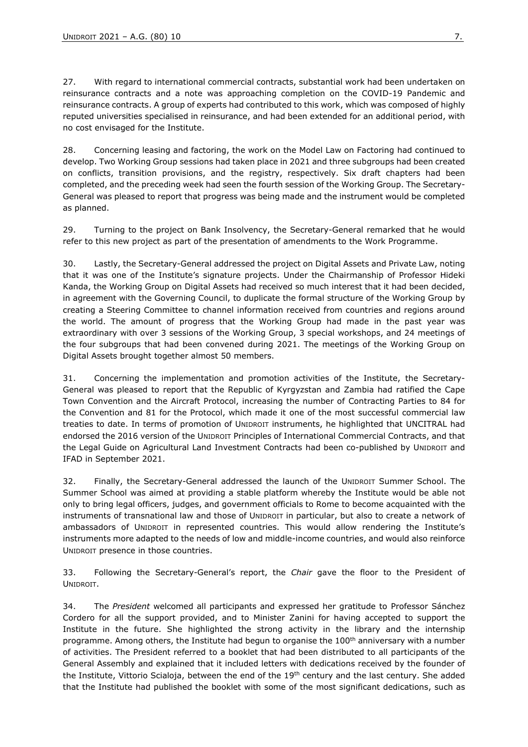27. With regard to international commercial contracts, substantial work had been undertaken on reinsurance contracts and a note was approaching completion on the COVID-19 Pandemic and reinsurance contracts. A group of experts had contributed to this work, which was composed of highly reputed universities specialised in reinsurance, and had been extended for an additional period, with no cost envisaged for the Institute.

28. Concerning leasing and factoring, the work on the Model Law on Factoring had continued to develop. Two Working Group sessions had taken place in 2021 and three subgroups had been created on conflicts, transition provisions, and the registry, respectively. Six draft chapters had been completed, and the preceding week had seen the fourth session of the Working Group. The Secretary-General was pleased to report that progress was being made and the instrument would be completed as planned.

29. Turning to the project on Bank Insolvency, the Secretary-General remarked that he would refer to this new project as part of the presentation of amendments to the Work Programme.

30. Lastly, the Secretary-General addressed the project on Digital Assets and Private Law, noting that it was one of the Institute's signature projects. Under the Chairmanship of Professor Hideki Kanda, the Working Group on Digital Assets had received so much interest that it had been decided, in agreement with the Governing Council, to duplicate the formal structure of the Working Group by creating a Steering Committee to channel information received from countries and regions around the world. The amount of progress that the Working Group had made in the past year was extraordinary with over 3 sessions of the Working Group, 3 special workshops, and 24 meetings of the four subgroups that had been convened during 2021. The meetings of the Working Group on Digital Assets brought together almost 50 members.

31. Concerning the implementation and promotion activities of the Institute, the Secretary-General was pleased to report that the Republic of Kyrgyzstan and Zambia had ratified the Cape Town Convention and the Aircraft Protocol, increasing the number of Contracting Parties to 84 for the Convention and 81 for the Protocol, which made it one of the most successful commercial law treaties to date. In terms of promotion of UNIDROIT instruments, he highlighted that UNCITRAL had endorsed the 2016 version of the UNIDROIT Principles of International Commercial Contracts, and that the Legal Guide on Agricultural Land Investment Contracts had been co-published by UNIDROIT and IFAD in September 2021.

32. Finally, the Secretary-General addressed the launch of the UNIDROIT Summer School. The Summer School was aimed at providing a stable platform whereby the Institute would be able not only to bring legal officers, judges, and government officials to Rome to become acquainted with the instruments of transnational law and those of UNIDROIT in particular, but also to create a network of ambassadors of UNIDROIT in represented countries. This would allow rendering the Institute's instruments more adapted to the needs of low and middle-income countries, and would also reinforce UNIDROIT presence in those countries.

33. Following the Secretary-General's report, the *Chair* gave the floor to the President of UNIDROIT.

34. The *President* welcomed all participants and expressed her gratitude to Professor Sánchez Cordero for all the support provided, and to Minister Zanini for having accepted to support the Institute in the future. She highlighted the strong activity in the library and the internship programme. Among others, the Institute had begun to organise the 100th anniversary with a number of activities. The President referred to a booklet that had been distributed to all participants of the General Assembly and explained that it included letters with dedications received by the founder of the Institute, Vittorio Scialoja, between the end of the 19th century and the last century. She added that the Institute had published the booklet with some of the most significant dedications, such as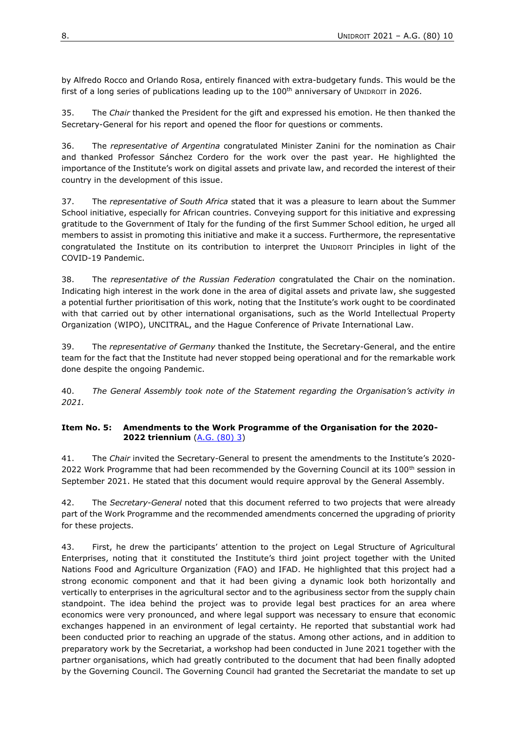by Alfredo Rocco and Orlando Rosa, entirely financed with extra-budgetary funds. This would be the first of a long series of publications leading up to the 100th anniversary of UNIDROIT in 2026.

35. The *Chair* thanked the President for the gift and expressed his emotion. He then thanked the Secretary-General for his report and opened the floor for questions or comments.

36. The *representative of Argentina* congratulated Minister Zanini for the nomination as Chair and thanked Professor Sánchez Cordero for the work over the past year. He highlighted the importance of the Institute's work on digital assets and private law, and recorded the interest of their country in the development of this issue.

37. The *representative of South Africa* stated that it was a pleasure to learn about the Summer School initiative, especially for African countries. Conveying support for this initiative and expressing gratitude to the Government of Italy for the funding of the first Summer School edition, he urged all members to assist in promoting this initiative and make it a success. Furthermore, the representative congratulated the Institute on its contribution to interpret the UNIDROIT Principles in light of the COVID-19 Pandemic.

38. The *representative of the Russian Federation* congratulated the Chair on the nomination. Indicating high interest in the work done in the area of digital assets and private law, she suggested a potential further prioritisation of this work, noting that the Institute's work ought to be coordinated with that carried out by other international organisations, such as the World Intellectual Property Organization (WIPO), UNCITRAL, and the Hague Conference of Private International Law.

39. The *representative of Germany* thanked the Institute, the Secretary-General, and the entire team for the fact that the Institute had never stopped being operational and for the remarkable work done despite the ongoing Pandemic.

40. *The General Assembly took note of the Statement regarding the Organisation's activity in 2021.*

### Item No. 5: Amendments to the Work Programme of the Organisation for the 2020-2022 triennium (A.G. (80) 3)

41. The *Chair* invited the Secretary-General to present the amendments to the Institute's 2020-2022 Work Programme that had been recommended by the Governing Council at its 100th session in September 2021. He stated that this document would require approval by the General Assembly.

42. The *Secretary-General* noted that this document referred to two projects that were already part of the Work Programme and the recommended amendments concerned the upgrading of priority for these projects.

43. First, he drew the participants' attention to the project on Legal Structure of Agricultural Enterprises, noting that it constituted the Institute's third joint project together with the United Nations Food and Agriculture Organization (FAO) and IFAD. He highlighted that this project had a strong economic component and that it had been giving a dynamic look both horizontally and vertically to enterprises in the agricultural sector and to the agribusiness sector from the supply chain standpoint. The idea behind the project was to provide legal best practices for an area where economics were very pronounced, and where legal support was necessary to ensure that economic exchanges happened in an environment of legal certainty. He reported that substantial work had been conducted prior to reaching an upgrade of the status. Among other actions, and in addition to preparatory work by the Secretariat, a workshop had been conducted in June 2021 together with the partner organisations, which had greatly contributed to the document that had been finally adopted by the Governing Council. The Governing Council had granted the Secretariat the mandate to set up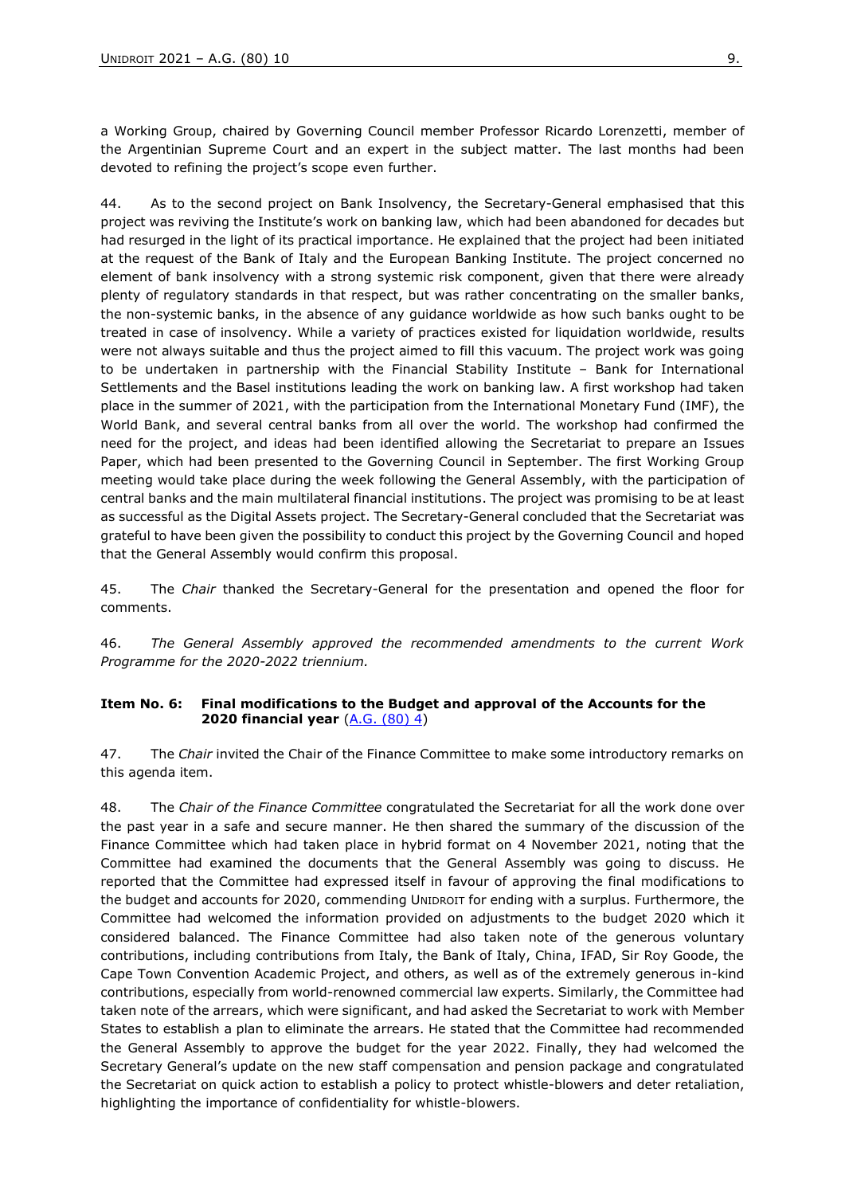a Working Group, chaired by Governing Council member Professor Ricardo Lorenzetti, member of the Argentinian Supreme Court and an expert in the subject matter. The last months had been devoted to refining the project's scope even further.

44. As to the second project on Bank Insolvency, the Secretary-General emphasised that this project was reviving the Institute's work on banking law, which had been abandoned for decades but had resurged in the light of its practical importance. He explained that the project had been initiated at the request of the Bank of Italy and the European Banking Institute. The project concerned no element of bank insolvency with a strong systemic risk component, given that there were already plenty of regulatory standards in that respect, but was rather concentrating on the smaller banks, the non-systemic banks, in the absence of any guidance worldwide as how such banks ought to be treated in case of insolvency. While a variety of practices existed for liquidation worldwide, results were not always suitable and thus the project aimed to fill this vacuum. The project work was going to be undertaken in partnership with the Financial Stability Institute – Bank for International Settlements and the Basel institutions leading the work on banking law. A first workshop had taken place in the summer of 2021, with the participation from the International Monetary Fund (IMF), the World Bank, and several central banks from all over the world. The workshop had confirmed the need for the project, and ideas had been identified allowing the Secretariat to prepare an Issues Paper, which had been presented to the Governing Council in September. The first Working Group meeting would take place during the week following the General Assembly, with the participation of central banks and the main multilateral financial institutions. The project was promising to be at least as successful as the Digital Assets project. The Secretary-General concluded that the Secretariat was grateful to have been given the possibility to conduct this project by the Governing Council and hoped that the General Assembly would confirm this proposal.

45. The *Chair* thanked the Secretary-General for the presentation and opened the floor for comments.

46. *The General Assembly approved the recommended amendments to the current Work Programme for the 2020-2022 triennium.*

### Item No. 6: Final modifications to the Budget and approval of the Accounts for the 2020 financial year (A.G. (80) 4)

47. The *Chair* invited the Chair of the Finance Committee to make some introductory remarks on this agenda item.

48. The *Chair of the Finance Committee* congratulated the Secretariat for all the work done over the past year in a safe and secure manner. He then shared the summary of the discussion of the Finance Committee which had taken place in hybrid format on 4 November 2021, noting that the Committee had examined the documents that the General Assembly was going to discuss. He reported that the Committee had expressed itself in favour of approving the final modifications to the budget and accounts for 2020, commending UNIDROIT for ending with a surplus. Furthermore, the Committee had welcomed the information provided on adjustments to the budget 2020 which it considered balanced. The Finance Committee had also taken note of the generous voluntary contributions, including contributions from Italy, the Bank of Italy, China, IFAD, Sir Roy Goode, the Cape Town Convention Academic Project, and others, as well as of the extremely generous in-kind contributions, especially from world-renowned commercial law experts. Similarly, the Committee had taken note of the arrears, which were significant, and had asked the Secretariat to work with Member States to establish a plan to eliminate the arrears. He stated that the Committee had recommended the General Assembly to approve the budget for the year 2022. Finally, they had welcomed the Secretary General's update on the new staff compensation and pension package and congratulated the Secretariat on quick action to establish a policy to protect whistle-blowers and deter retaliation, highlighting the importance of confidentiality for whistle-blowers.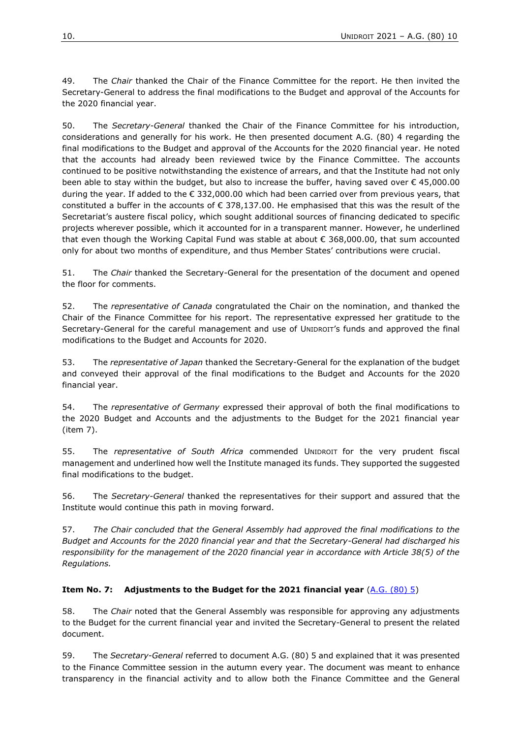49. The *Chair* thanked the Chair of the Finance Committee for the report. He then invited the Secretary-General to address the final modifications to the Budget and approval of the Accounts for the 2020 financial year.

50. The *Secretary-General* thanked the Chair of the Finance Committee for his introduction, considerations and generally for his work. He then presented document A.G. (80) 4 regarding the final modifications to the Budget and approval of the Accounts for the 2020 financial year. He noted that the accounts had already been reviewed twice by the Finance Committee. The accounts continued to be positive notwithstanding the existence of arrears, and that the Institute had not only been able to stay within the budget, but also to increase the buffer, having saved over € 45,000.00 during the year. If added to the € 332,000.00 which had been carried over from previous years, that constituted a buffer in the accounts of € 378,137.00. He emphasised that this was the result of the Secretariat's austere fiscal policy, which sought additional sources of financing dedicated to specific projects wherever possible, which it accounted for in a transparent manner. However, he underlined that even though the Working Capital Fund was stable at about € 368,000.00, that sum accounted only for about two months of expenditure, and thus Member States' contributions were crucial.

51. The *Chair* thanked the Secretary-General for the presentation of the document and opened the floor for comments.

52. The *representative of Canada* congratulated the Chair on the nomination, and thanked the Chair of the Finance Committee for his report. The representative expressed her gratitude to the Secretary-General for the careful management and use of UNIDROIT's funds and approved the final modifications to the Budget and Accounts for 2020.

53. The *representative of Japan* thanked the Secretary-General for the explanation of the budget and conveyed their approval of the final modifications to the Budget and Accounts for the 2020 financial year.

54. The *representative of Germany* expressed their approval of both the final modifications to the 2020 Budget and Accounts and the adjustments to the Budget for the 2021 financial year (item 7).

55. The *representative of South Africa* commended UNIDROIT for the very prudent fiscal management and underlined how well the Institute managed its funds. They supported the suggested final modifications to the budget.

56. The *Secretary-General* thanked the representatives for their support and assured that the Institute would continue this path in moving forward.

57. *The Chair concluded that the General Assembly had approved the final modifications to the Budget and Accounts for the 2020 financial year and that the Secretary-General had discharged his responsibility for the management of the 2020 financial year in accordance with Article 38(5) of the Regulations.*

**Item No. 7: Adjustments to the Budget for the 2021 financial year** (A.G. (80) 5)

58. The *Chair* noted that the General Assembly was responsible for approving any adjustments to the Budget for the current financial year and invited the Secretary-General to present the related document.

59. The *Secretary-General* referred to document A.G. (80) 5 and explained that it was presented to the Finance Committee session in the autumn every year. The document was meant to enhance transparency in the financial activity and to allow both the Finance Committee and the General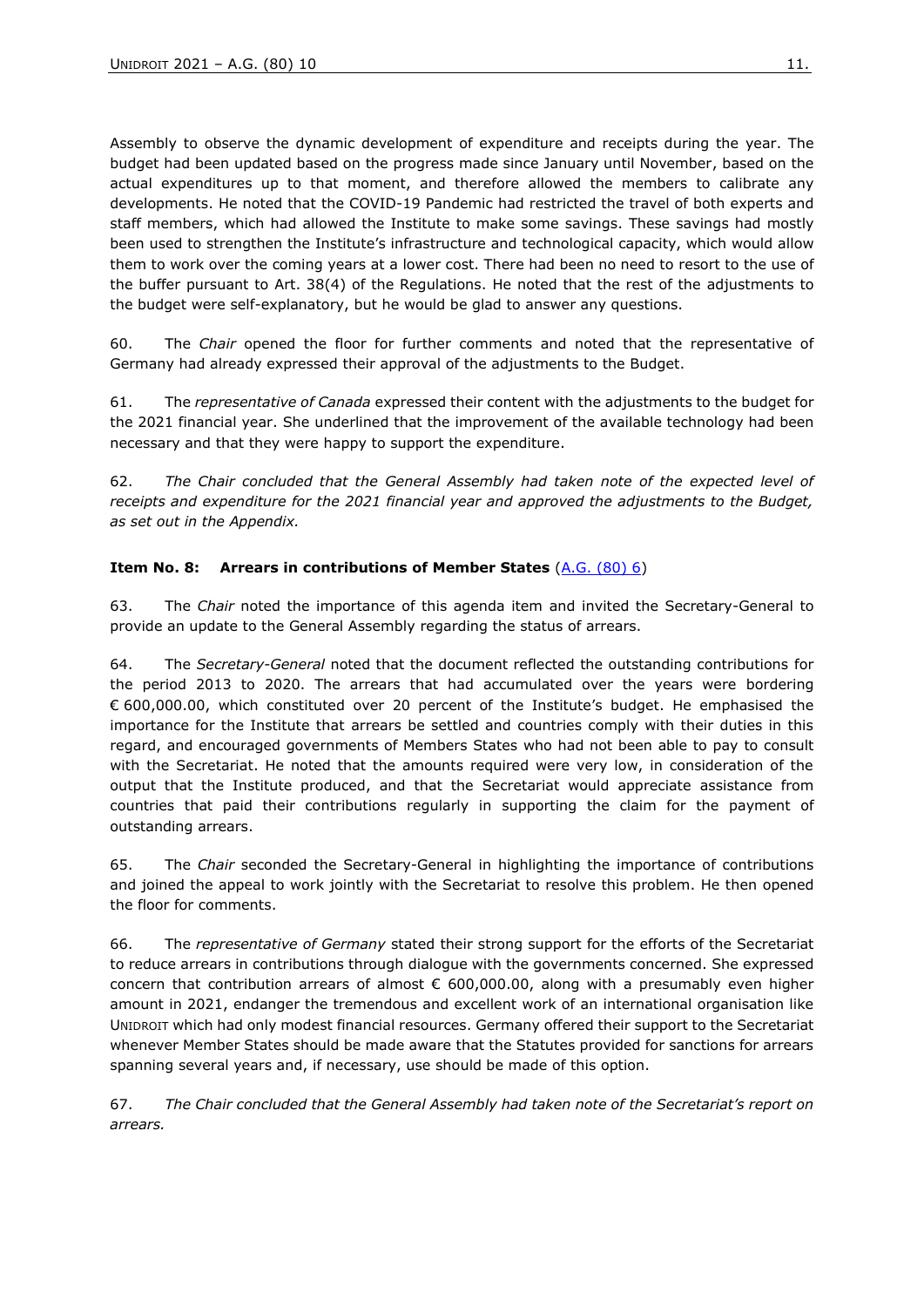Assembly to observe the dynamic development of expenditure and receipts during the year. The budget had been updated based on the progress made since January until November, based on the actual expenditures up to that moment, and therefore allowed the members to calibrate any developments. He noted that the COVID-19 Pandemic had restricted the travel of both experts and staff members, which had allowed the Institute to make some savings. These savings had mostly been used to strengthen the Institute's infrastructure and technological capacity, which would allow them to work over the coming years at a lower cost. There had been no need to resort to the use of the buffer pursuant to Art. 38(4) of the Regulations. He noted that the rest of the adjustments to the budget were self-explanatory, but he would be glad to answer any questions.

60. The *Chair* opened the floor for further comments and noted that the representative of Germany had already expressed their approval of the adjustments to the Budget.

61. The *representative of Canada* expressed their content with the adjustments to the budget for the 2021 financial year. She underlined that the improvement of the available technology had been necessary and that they were happy to support the expenditure.

62. *The Chair concluded that the General Assembly had taken note of the expected level of receipts and expenditure for the 2021 financial year and approved the adjustments to the Budget, as set out in the Appendix.*

**Item No. 8: Arrears in contributions of Member States** (A.G. (80) 6)

63. The *Chair* noted the importance of this agenda item and invited the Secretary-General to provide an update to the General Assembly regarding the status of arrears.

64. The *Secretary-General* noted that the document reflected the outstanding contributions for the period 2013 to 2020. The arrears that had accumulated over the years were bordering € 600,000.00, which constituted over 20 percent of the Institute's budget. He emphasised the importance for the Institute that arrears be settled and countries comply with their duties in this regard, and encouraged governments of Members States who had not been able to pay to consult with the Secretariat. He noted that the amounts required were very low, in consideration of the output that the Institute produced, and that the Secretariat would appreciate assistance from countries that paid their contributions regularly in supporting the claim for the payment of outstanding arrears.

65. The *Chair* seconded the Secretary-General in highlighting the importance of contributions and joined the appeal to work jointly with the Secretariat to resolve this problem. He then opened the floor for comments.

66. The *representative of Germany* stated their strong support for the efforts of the Secretariat to reduce arrears in contributions through dialogue with the governments concerned. She expressed concern that contribution arrears of almost € 600,000.00, along with a presumably even higher amount in 2021, endanger the tremendous and excellent work of an international organisation like UNIDROIT which had only modest financial resources. Germany offered their support to the Secretariat whenever Member States should be made aware that the Statutes provided for sanctions for arrears spanning several years and, if necessary, use should be made of this option.

67. *The Chair concluded that the General Assembly had taken note of the Secretariat's report on arrears.*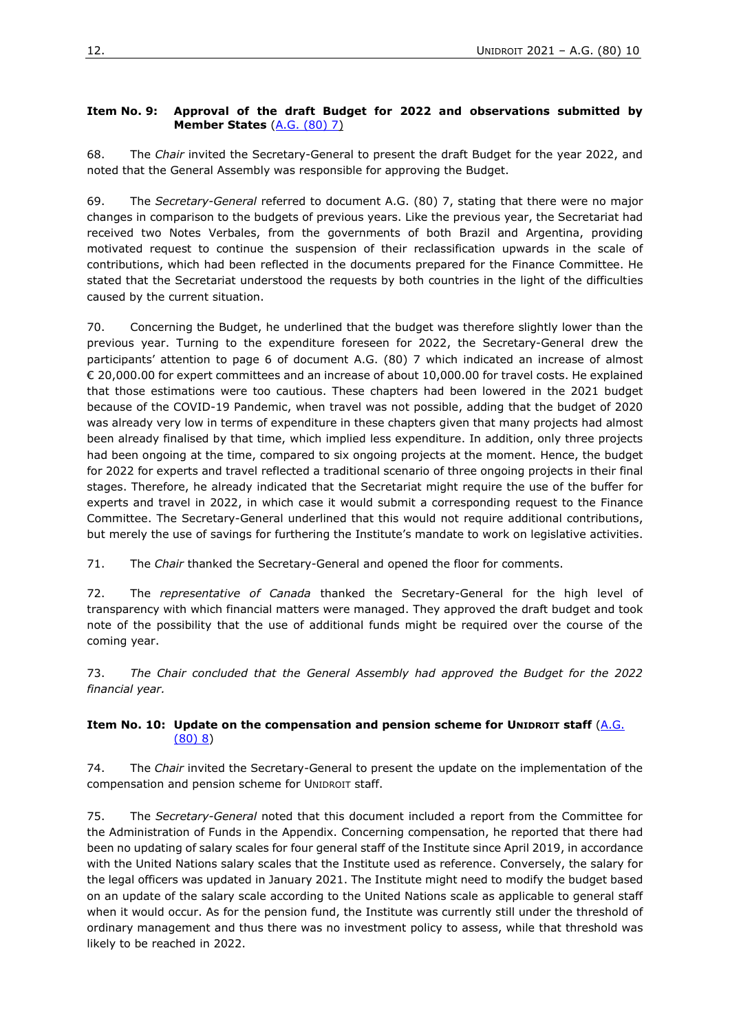**Item No. 9: Approval of the draft Budget for 2022 and observations submitted by Member States** (A.G. (80) 7)

68. The *Chair* invited the Secretary-General to present the draft Budget for the year 2022, and noted that the General Assembly was responsible for approving the Budget.

69. The *Secretary-General* referred to document A.G. (80) 7, stating that there were no major changes in comparison to the budgets of previous years. Like the previous year, the Secretariat had received two Notes Verbales, from the governments of both Brazil and Argentina, providing motivated request to continue the suspension of their reclassification upwards in the scale of contributions, which had been reflected in the documents prepared for the Finance Committee. He stated that the Secretariat understood the requests by both countries in the light of the difficulties caused by the current situation.

70. Concerning the Budget, he underlined that the budget was therefore slightly lower than the previous year. Turning to the expenditure foreseen for 2022, the Secretary-General drew the participants' attention to page 6 of document A.G. (80) 7 which indicated an increase of almost € 20,000.00 for expert committees and an increase of about 10,000.00 for travel costs. He explained that those estimations were too cautious. These chapters had been lowered in the 2021 budget because of the COVID-19 Pandemic, when travel was not possible, adding that the budget of 2020 was already very low in terms of expenditure in these chapters given that many projects had almost been already finalised by that time, which implied less expenditure. In addition, only three projects had been ongoing at the time, compared to six ongoing projects at the moment. Hence, the budget for 2022 for experts and travel reflected a traditional scenario of three ongoing projects in their final stages. Therefore, he already indicated that the Secretariat might require the use of the buffer for experts and travel in 2022, in which case it would submit a corresponding request to the Finance Committee. The Secretary-General underlined that this would not require additional contributions, but merely the use of savings for furthering the Institute's mandate to work on legislative activities.

71. The *Chair* thanked the Secretary-General and opened the floor for comments.

72. The *representative of Canada* thanked the Secretary-General for the high level of transparency with which financial matters were managed. They approved the draft budget and took note of the possibility that the use of additional funds might be required over the course of the coming year.

73. *The Chair concluded that the General Assembly had approved the Budget for the 2022 financial year.*

**Item No. 10: Update on the compensation and pension scheme for UNIDROIT staff** (A.G. (80) 8)

74. The *Chair* invited the Secretary-General to present the update on the implementation of the compensation and pension scheme for UNIDROIT staff.

75. The *Secretary-General* noted that this document included a report from the Committee for the Administration of Funds in the Appendix. Concerning compensation, he reported that there had been no updating of salary scales for four general staff of the Institute since April 2019, in accordance with the United Nations salary scales that the Institute used as reference. Conversely, the salary for the legal officers was updated in January 2021. The Institute might need to modify the budget based on an update of the salary scale according to the United Nations scale as applicable to general staff when it would occur. As for the pension fund, the Institute was currently still under the threshold of ordinary management and thus there was no investment policy to assess, while that threshold was likely to be reached in 2022.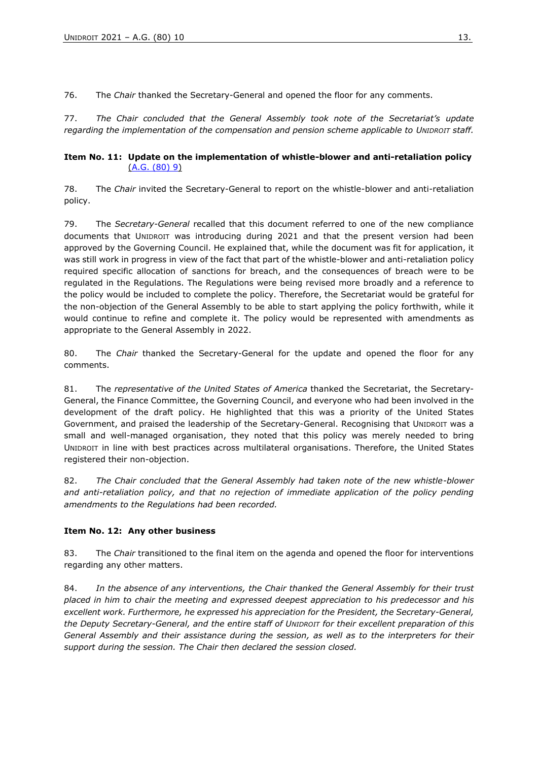76. The *Chair* thanked the Secretary-General and opened the floor for any comments.

77. *The Chair concluded that the General Assembly took note of the Secretariat's update regarding the implementation of the compensation and pension scheme applicable to UNIDROIT staff.*

**Item No. 11: Update on the implementation of whistle-blower and anti-retaliation policy** (A.G. (80) 9)

78. The *Chair* invited the Secretary-General to report on the whistle-blower and anti-retaliation policy.

79. The *Secretary-General* recalled that this document referred to one of the new compliance documents that UNIDROIT was introducing during 2021 and that the present version had been approved by the Governing Council. He explained that, while the document was fit for application, it was still work in progress in view of the fact that part of the whistle-blower and anti-retaliation policy required specific allocation of sanctions for breach, and the consequences of breach were to be regulated in the Regulations. The Regulations were being revised more broadly and a reference to the policy would be included to complete the policy. Therefore, the Secretariat would be grateful for the non-objection of the General Assembly to be able to start applying the policy forthwith, while it would continue to refine and complete it. The policy would be represented with amendments as appropriate to the General Assembly in 2022.

80. The *Chair* thanked the Secretary-General for the update and opened the floor for any comments.

81. The *representative of the United States of America* thanked the Secretariat, the Secretary-General, the Finance Committee, the Governing Council, and everyone who had been involved in the development of the draft policy. He highlighted that this was a priority of the United States Government, and praised the leadership of the Secretary-General. Recognising that UNIDROIT was a small and well-managed organisation, they noted that this policy was merely needed to bring UNIDROIT in line with best practices across multilateral organisations. Therefore, the United States registered their non-objection.

82. *The Chair concluded that the General Assembly had taken note of the new whistle-blower and anti-retaliation policy, and that no rejection of immediate application of the policy pending amendments to the Regulations had been recorded.*

**Item No. 12: Any other business**

83. The *Chair* transitioned to the final item on the agenda and opened the floor for interventions regarding any other matters.

84. *In the absence of any interventions, the Chair thanked the General Assembly for their trust placed in him to chair the meeting and expressed deepest appreciation to his predecessor and his excellent work. Furthermore, he expressed his appreciation for the President, the Secretary-General, the Deputy Secretary-General, and the entire staff of UNIDROIT for their excellent preparation of this General Assembly and their assistance during the session, as well as to the interpreters for their support during the session. The Chair then declared the session closed.*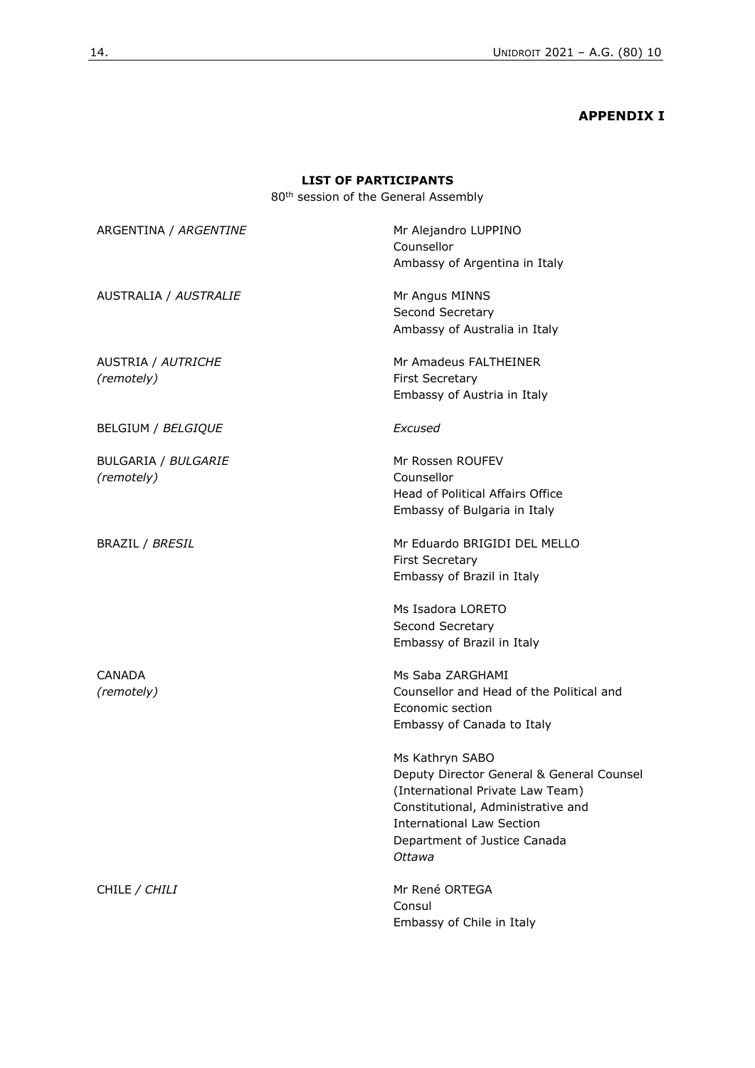**APPENDIX I**

**LIST OF PARTICIPANTS**

80th session of the General Assembly

| | |
|---|---|
| ARGENTINA / *ARGENTINE* | Mr Alejandro LUPPINO<br>Counsellor<br>Ambassy of Argentina in Italy |
| AUSTRALIA / *AUSTRALIE* | Mr Angus MINNS<br>Second Secretary<br>Ambassy of Australia in Italy |
| AUSTRIA / *AUTRICHE*<br>*(remotely)* | Mr Amadeus FALTHEINER<br>First Secretary<br>Embassy of Austria in Italy |
| BELGIUM / *BELGIQUE* | *Excused* |
| BULGARIA / *BULGARIE*<br>*(remotely)* | Mr Rossen ROUFEV<br>Counsellor<br>Head of Political Affairs Office<br>Embassy of Bulgaria in Italy |
| BRAZIL / *BRESIL* | Mr Eduardo BRIGIDI DEL MELLO<br>First Secretary<br>Embassy of Brazil in Italy<br><br>Ms Isadora LORETO<br>Second Secretary<br>Embassy of Brazil in Italy |
| CANADA<br>*(remotely)* | Ms Saba ZARGHAMI<br>Counsellor and Head of the Political and Economic section<br>Embassy of Canada to Italy<br><br>Ms Kathryn SABO<br>Deputy Director General & General Counsel<br>(International Private Law Team)<br>Constitutional, Administrative and International Law Section<br>Department of Justice Canada<br>*Ottawa* |
| CHILE / *CHILI* | Mr René ORTEGA<br>Consul<br>Embassy of Chile in Italy |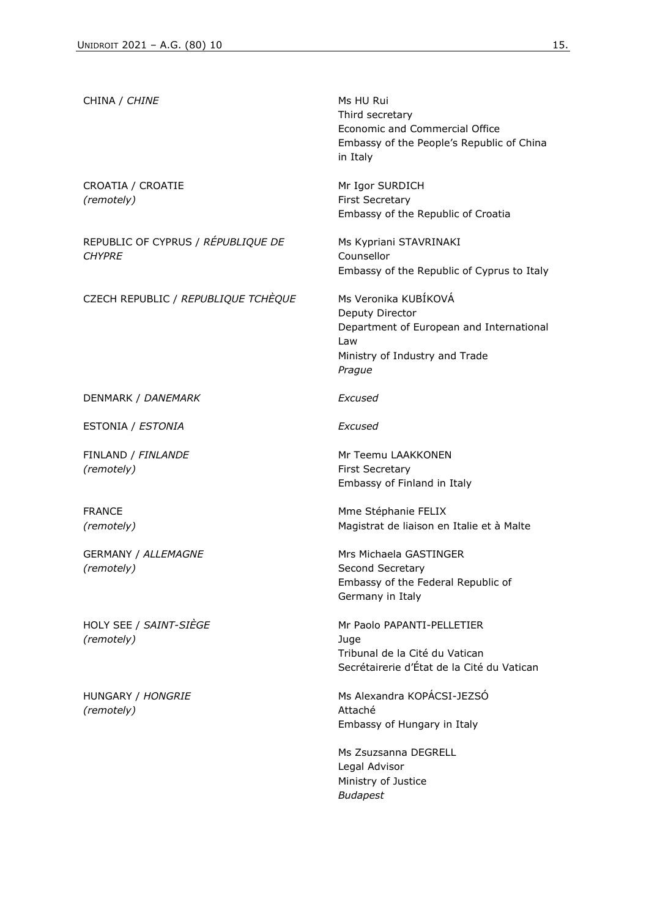| | |
|---|---|
| CHINA / *CHINE* | Ms HU Rui<br>Third secretary<br>Economic and Commercial Office<br>Embassy of the People's Republic of China in Italy |
| CROATIA / CROATIE<br>*(remotely)* | Mr Igor SURDICH<br>First Secretary<br>Embassy of the Republic of Croatia |
| REPUBLIC OF CYPRUS / *RÉPUBLIQUE DE CHYPRE* | Ms Kypriani STAVRINAKI<br>Counsellor<br>Embassy of the Republic of Cyprus to Italy |
| CZECH REPUBLIC / *REPUBLIQUE TCHÈQUE* | Ms Veronika KUBÍKOVÁ<br>Deputy Director<br>Department of European and International Law<br>Ministry of Industry and Trade<br>*Prague* |
| DENMARK / *DANEMARK* | *Excused* |
| ESTONIA / *ESTONIA* | *Excused* |
| FINLAND / *FINLANDE*<br>*(remotely)* | Mr Teemu LAAKKONEN<br>First Secretary<br>Embassy of Finland in Italy |
| FRANCE<br>*(remotely)* | Mme Stéphanie FELIX<br>Magistrat de liaison en Italie et à Malte |
| GERMANY / *ALLEMAGNE*<br>*(remotely)* | Mrs Michaela GASTINGER<br>Second Secretary<br>Embassy of the Federal Republic of Germany in Italy |
| HOLY SEE / *SAINT-SIÈGE*<br>*(remotely)* | Mr Paolo PAPANTI-PELLETIER<br>Juge<br>Tribunal de la Cité du Vatican<br>Secrétairerie d'État de la Cité du Vatican |
| HUNGARY / *HONGRIE*<br>*(remotely)* | Ms Alexandra KOPÁCSI-JEZSÓ<br>Attaché<br>Embassy of Hungary in Italy |
| | Ms Zsuzsanna DEGRELL<br>Legal Advisor<br>Ministry of Justice<br>*Budapest* |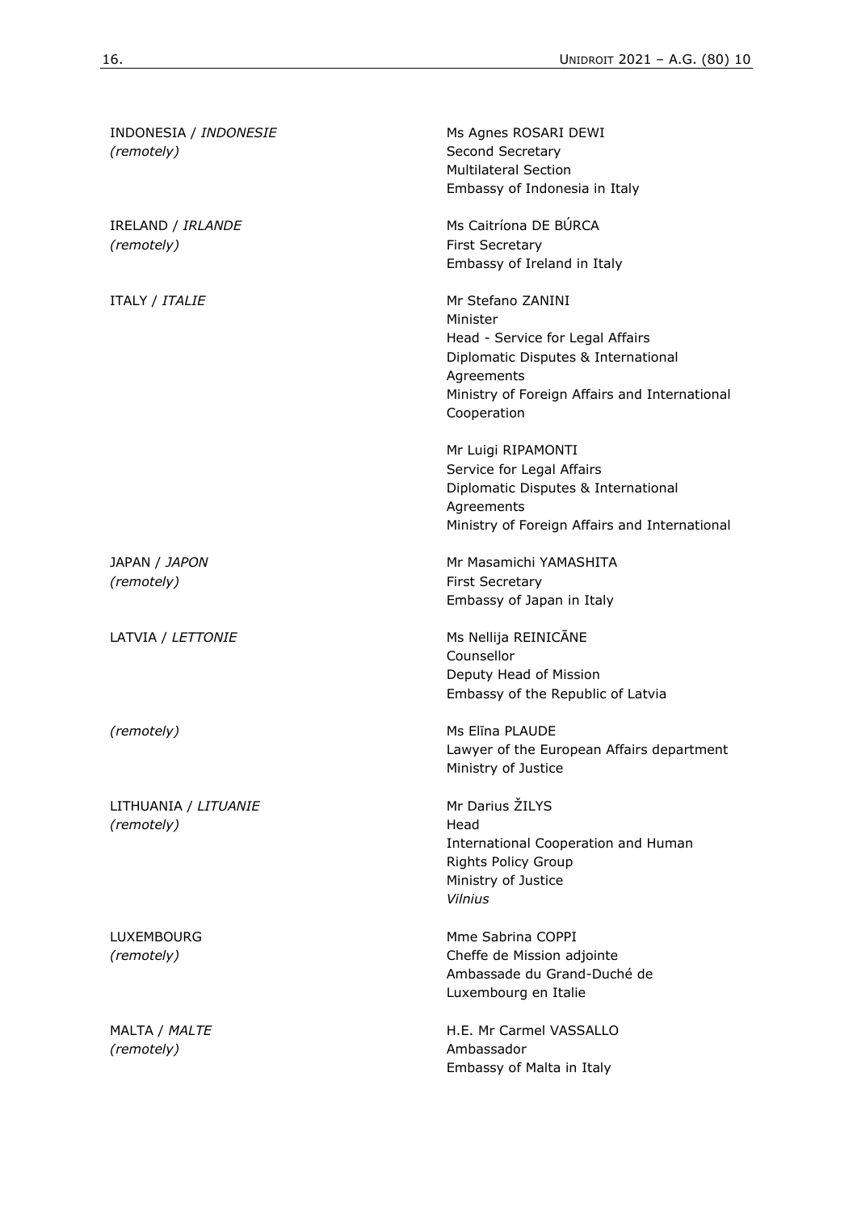| | |
|---|---|
| INDONESIA / *INDONESIE* *(remotely)* | Ms Agnes ROSARI DEWI<br>Second Secretary<br>Multilateral Section<br>Embassy of Indonesia in Italy |
| IRELAND / *IRLANDE* *(remotely)* | Ms Caitríona DE BÚRCA<br>First Secretary<br>Embassy of Ireland in Italy |
| ITALY / *ITALIE* | Mr Stefano ZANINI<br>Minister<br>Head - Service for Legal Affairs<br>Diplomatic Disputes & International Agreements<br>Ministry of Foreign Affairs and International Cooperation |
| | Mr Luigi RIPAMONTI<br>Service for Legal Affairs<br>Diplomatic Disputes & International Agreements<br>Ministry of Foreign Affairs and International |
| JAPAN / *JAPON* *(remotely)* | Mr Masamichi YAMASHITA<br>First Secretary<br>Embassy of Japan in Italy |
| LATVIA / *LETTONIE* | Ms Nellija REINICĀNE<br>Counsellor<br>Deputy Head of Mission<br>Embassy of the Republic of Latvia |
| *(remotely)* | Ms Elīna PLAUDE<br>Lawyer of the European Affairs department<br>Ministry of Justice |
| LITHUANIA / *LITUANIE* *(remotely)* | Mr Darius ŽILYS<br>Head<br>International Cooperation and Human Rights Policy Group<br>Ministry of Justice<br>*Vilnius* |
| LUXEMBOURG *(remotely)* | Mme Sabrina COPPI<br>Cheffe de Mission adjointe<br>Ambassade du Grand-Duché de Luxembourg en Italie |
| MALTA / *MALTE* *(remotely)* | H.E. Mr Carmel VASSALLO<br>Ambassador<br>Embassy of Malta in Italy |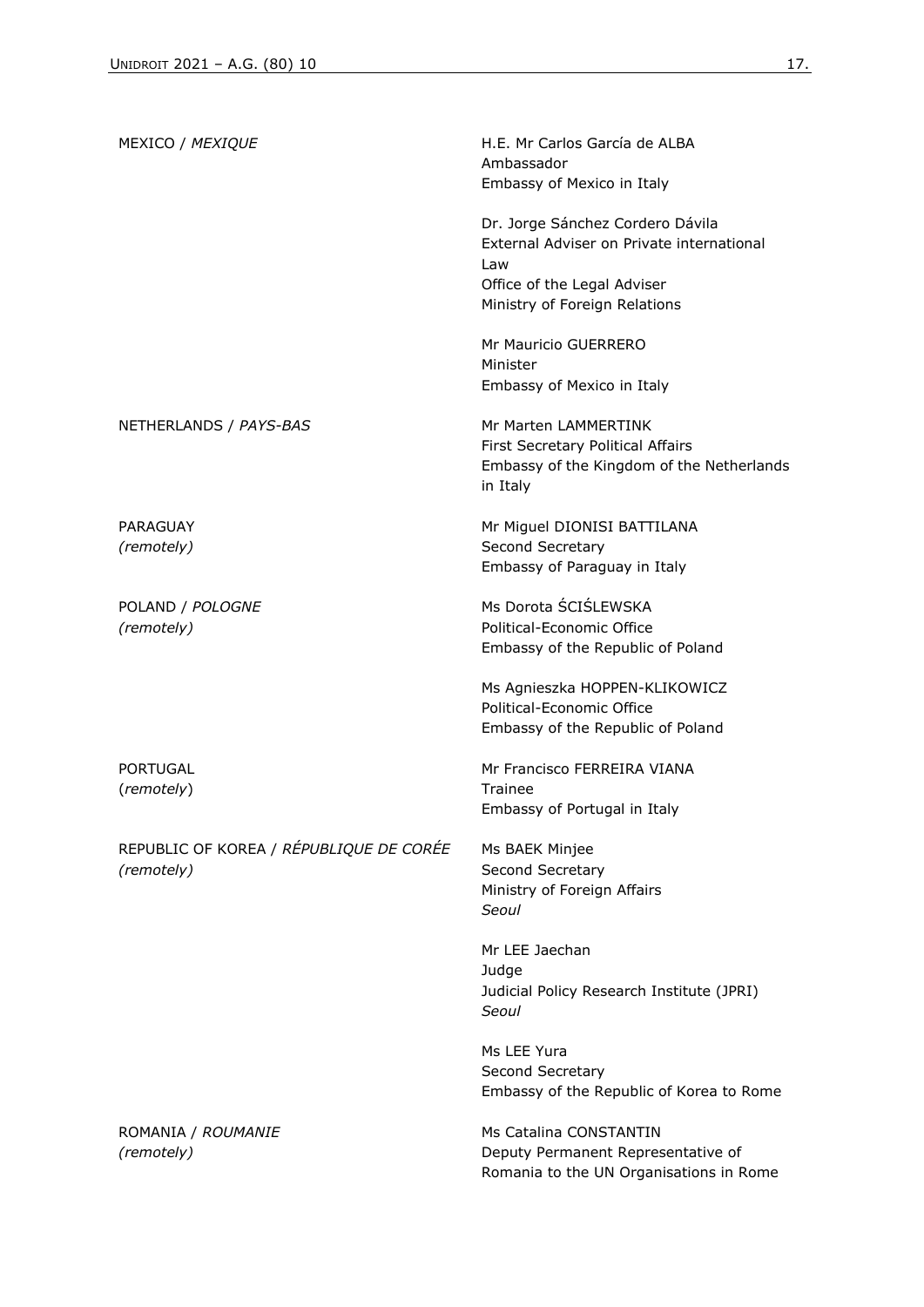| | |
|---|---|
| MEXICO / *MEXIQUE* | H.E. Mr Carlos García de ALBA<br>Ambassador<br>Embassy of Mexico in Italy<br><br>Dr. Jorge Sánchez Cordero Dávila<br>External Adviser on Private international Law<br>Office of the Legal Adviser<br>Ministry of Foreign Relations<br><br>Mr Mauricio GUERRERO<br>Minister<br>Embassy of Mexico in Italy |
| NETHERLANDS / *PAYS-BAS* | Mr Marten LAMMERTINK<br>First Secretary Political Affairs<br>Embassy of the Kingdom of the Netherlands in Italy |
| PARAGUAY<br>*(remotely)* | Mr Miguel DIONISI BATTILANA<br>Second Secretary<br>Embassy of Paraguay in Italy |
| POLAND / *POLOGNE*<br>*(remotely)* | Ms Dorota ŚCIŚLEWSKA<br>Political-Economic Office<br>Embassy of the Republic of Poland<br><br>Ms Agnieszka HOPPEN-KLIKOWICZ<br>Political-Economic Office<br>Embassy of the Republic of Poland |
| PORTUGAL<br>(*remotely*) | Mr Francisco FERREIRA VIANA<br>Trainee<br>Embassy of Portugal in Italy |
| REPUBLIC OF KOREA / *RÉPUBLIQUE DE CORÉE*<br>*(remotely)* | Ms BAEK Minjee<br>Second Secretary<br>Ministry of Foreign Affairs<br>*Seoul*<br><br>Mr LEE Jaechan<br>Judge<br>Judicial Policy Research Institute (JPRI)<br>*Seoul*<br><br>Ms LEE Yura<br>Second Secretary<br>Embassy of the Republic of Korea to Rome |
| ROMANIA / *ROUMANIE*<br>*(remotely)* | Ms Catalina CONSTANTIN<br>Deputy Permanent Representative of Romania to the UN Organisations in Rome |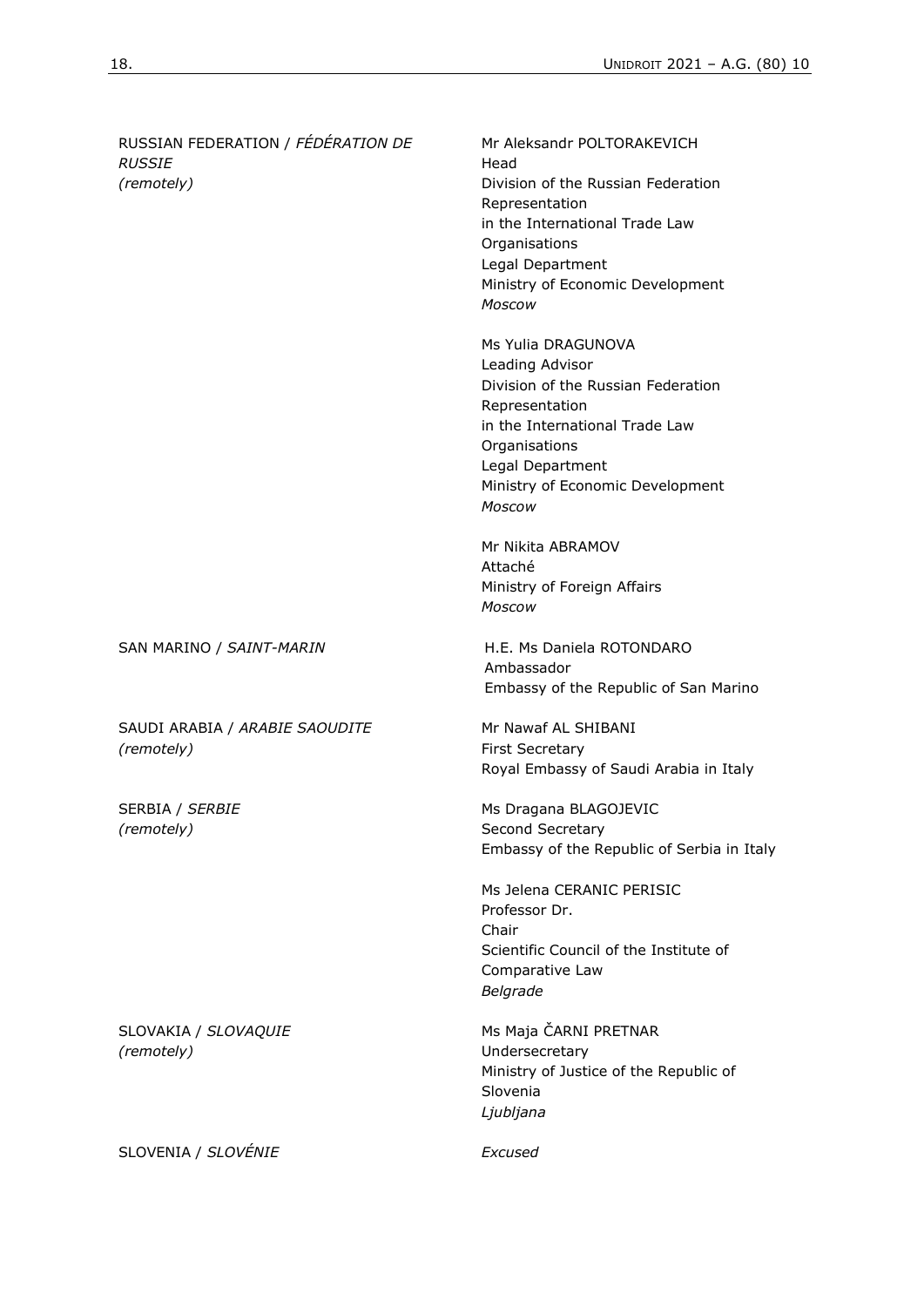| | |
|---|---|
| RUSSIAN FEDERATION / *FÉDÉRATION DE RUSSIE* *(remotely)* | Mr Aleksandr POLTORAKEVICH<br>Head<br>Division of the Russian Federation Representation<br>in the International Trade Law Organisations<br>Legal Department<br>Ministry of Economic Development<br>*Moscow* |
| | Ms Yulia DRAGUNOVA<br>Leading Advisor<br>Division of the Russian Federation Representation<br>in the International Trade Law Organisations<br>Legal Department<br>Ministry of Economic Development<br>*Moscow* |
| | Mr Nikita ABRAMOV<br>Attaché<br>Ministry of Foreign Affairs<br>*Moscow* |
| SAN MARINO / *SAINT-MARIN* | H.E. Ms Daniela ROTONDARO<br>Ambassador<br>Embassy of the Republic of San Marino |
| SAUDI ARABIA / *ARABIE SAOUDITE* *(remotely)* | Mr Nawaf AL SHIBANI<br>First Secretary<br>Royal Embassy of Saudi Arabia in Italy |
| SERBIA / *SERBIE* *(remotely)* | Ms Dragana BLAGOJEVIC<br>Second Secretary<br>Embassy of the Republic of Serbia in Italy |
| | Ms Jelena CERANIC PERISIC<br>Professor Dr.<br>Chair<br>Scientific Council of the Institute of Comparative Law<br>*Belgrade* |
| SLOVAKIA / *SLOVAQUIE* *(remotely)* | Ms Maja ČARNI PRETNAR<br>Undersecretary<br>Ministry of Justice of the Republic of Slovenia<br>*Ljubljana* |
| SLOVENIA / *SLOVÉNIE* | *Excused* |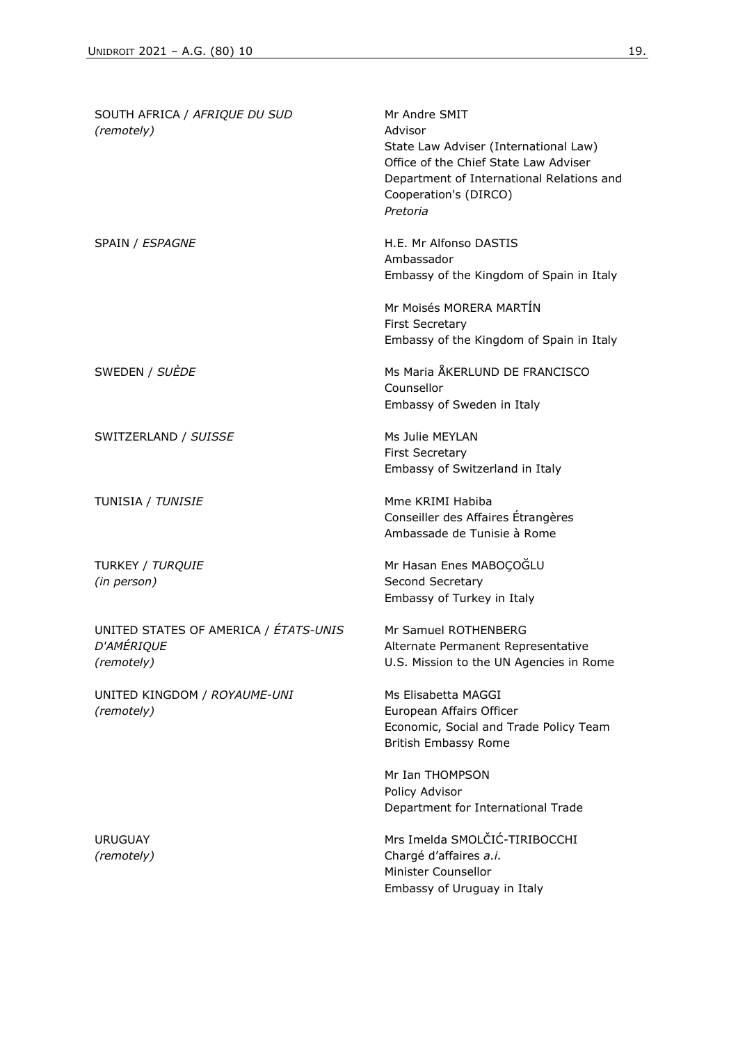| | |
|---|---|
| SOUTH AFRICA / *AFRIQUE DU SUD*<br>*(remotely)* | Mr Andre SMIT<br>Advisor<br>State Law Adviser (International Law)<br>Office of the Chief State Law Adviser<br>Department of International Relations and Cooperation's (DIRCO)<br>*Pretoria* |
| SPAIN / *ESPAGNE* | H.E. Mr Alfonso DASTIS<br>Ambassador<br>Embassy of the Kingdom of Spain in Italy<br><br>Mr Moisés MORERA MARTÍN<br>First Secretary<br>Embassy of the Kingdom of Spain in Italy |
| SWEDEN / *SUÈDE* | Ms Maria ÅKERLUND DE FRANCISCO<br>Counsellor<br>Embassy of Sweden in Italy |
| SWITZERLAND / *SUISSE* | Ms Julie MEYLAN<br>First Secretary<br>Embassy of Switzerland in Italy |
| TUNISIA / *TUNISIE* | Mme KRIMI Habiba<br>Conseiller des Affaires Étrangères<br>Ambassade de Tunisie à Rome |
| TURKEY / *TURQUIE*<br>*(in person)* | Mr Hasan Enes MABOÇOĞLU<br>Second Secretary<br>Embassy of Turkey in Italy |
| UNITED STATES OF AMERICA / *ÉTATS-UNIS D'AMÉRIQUE*<br>*(remotely)* | Mr Samuel ROTHENBERG<br>Alternate Permanent Representative<br>U.S. Mission to the UN Agencies in Rome |
| UNITED KINGDOM / *ROYAUME-UNI*<br>*(remotely)* | Ms Elisabetta MAGGI<br>European Affairs Officer<br>Economic, Social and Trade Policy Team<br>British Embassy Rome<br><br>Mr Ian THOMPSON<br>Policy Advisor<br>Department for International Trade |
| URUGUAY<br>*(remotely)* | Mrs Imelda SMOLČIĆ-TIRIBOCCHI<br>Chargé d'affaires *a.i.*<br>Minister Counsellor<br>Embassy of Uruguay in Italy |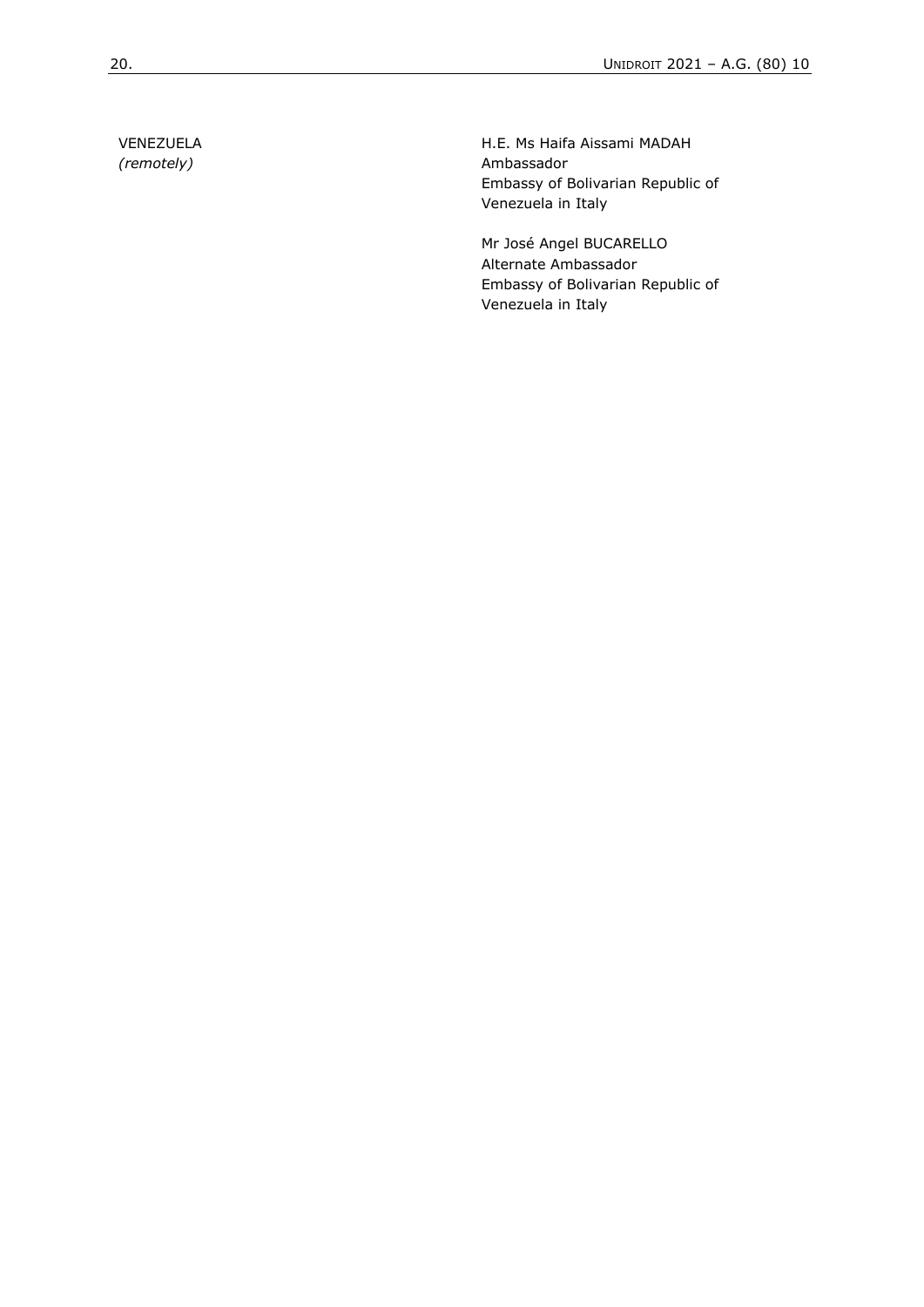| | |
|---|---|
| VENEZUELA<br>*(remotely)* | H.E. Ms Haifa Aissami MADAH<br>Ambassador<br>Embassy of Bolivarian Republic of Venezuela in Italy |
| | Mr José Angel BUCARELLO<br>Alternate Ambassador<br>Embassy of Bolivarian Republic of Venezuela in Italy |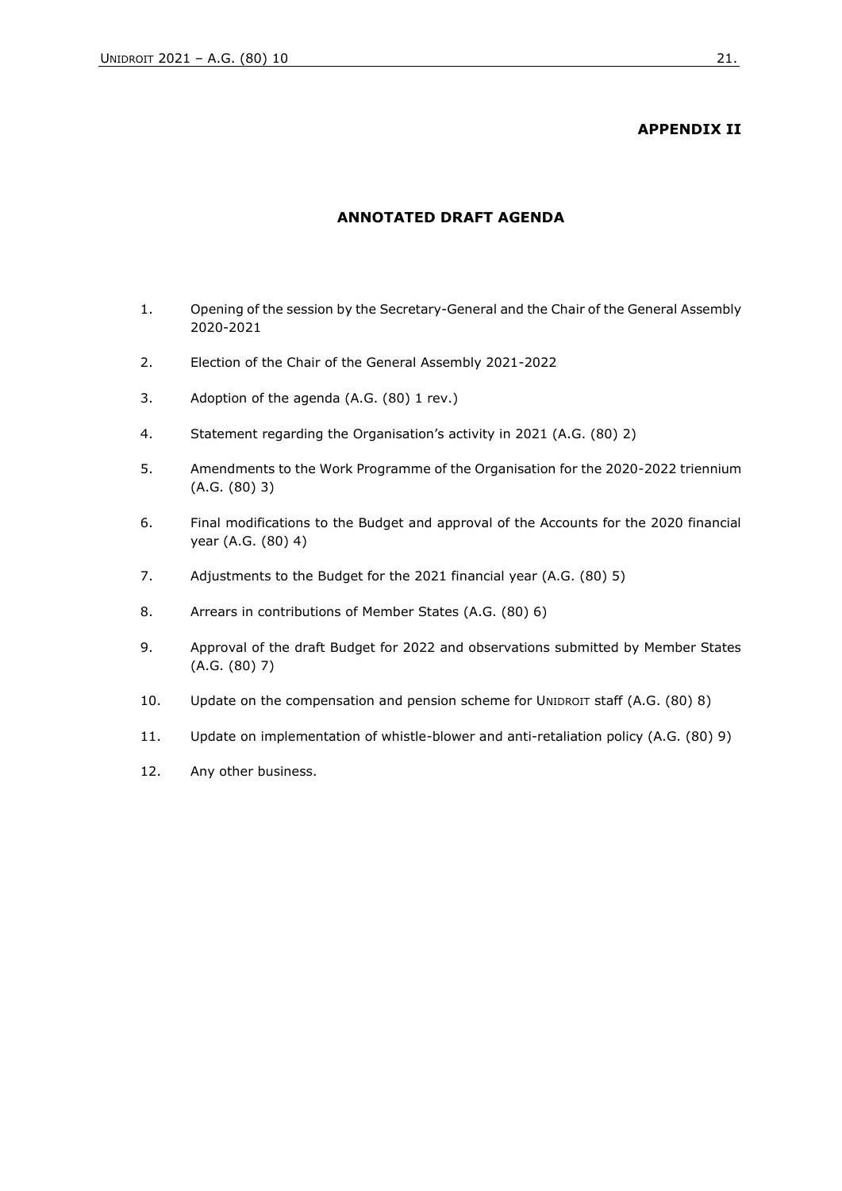**APPENDIX II**

## ANNOTATED DRAFT AGENDA

1. Opening of the session by the Secretary-General and the Chair of the General Assembly 2020-2021
2. Election of the Chair of the General Assembly 2021-2022
3. Adoption of the agenda (A.G. (80) 1 rev.)
4. Statement regarding the Organisation's activity in 2021 (A.G. (80) 2)
5. Amendments to the Work Programme of the Organisation for the 2020-2022 triennium (A.G. (80) 3)
6. Final modifications to the Budget and approval of the Accounts for the 2020 financial year (A.G. (80) 4)
7. Adjustments to the Budget for the 2021 financial year (A.G. (80) 5)
8. Arrears in contributions of Member States (A.G. (80) 6)
9. Approval of the draft Budget for 2022 and observations submitted by Member States (A.G. (80) 7)
10. Update on the compensation and pension scheme for UNIDROIT staff (A.G. (80) 8)
11. Update on implementation of whistle-blower and anti-retaliation policy (A.G. (80) 9)
12. Any other business.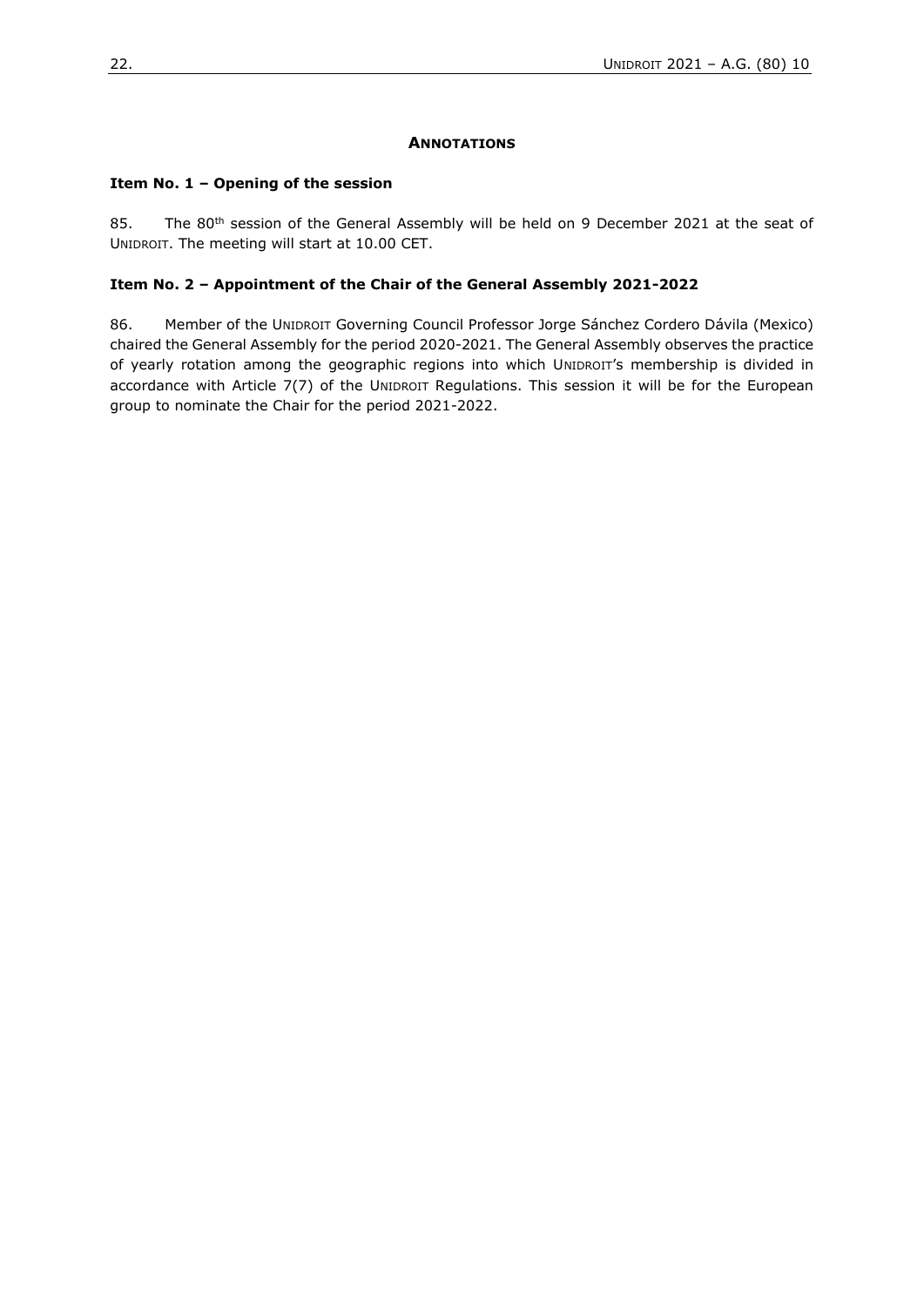## ANNOTATIONS

### Item No. 1 – Opening of the session

85. The 80th session of the General Assembly will be held on 9 December 2021 at the seat of UNIDROIT. The meeting will start at 10.00 CET.

### Item No. 2 – Appointment of the Chair of the General Assembly 2021-2022

86. Member of the UNIDROIT Governing Council Professor Jorge Sánchez Cordero Dávila (Mexico) chaired the General Assembly for the period 2020-2021. The General Assembly observes the practice of yearly rotation among the geographic regions into which UNIDROIT's membership is divided in accordance with Article 7(7) of the UNIDROIT Regulations. This session it will be for the European group to nominate the Chair for the period 2021-2022.